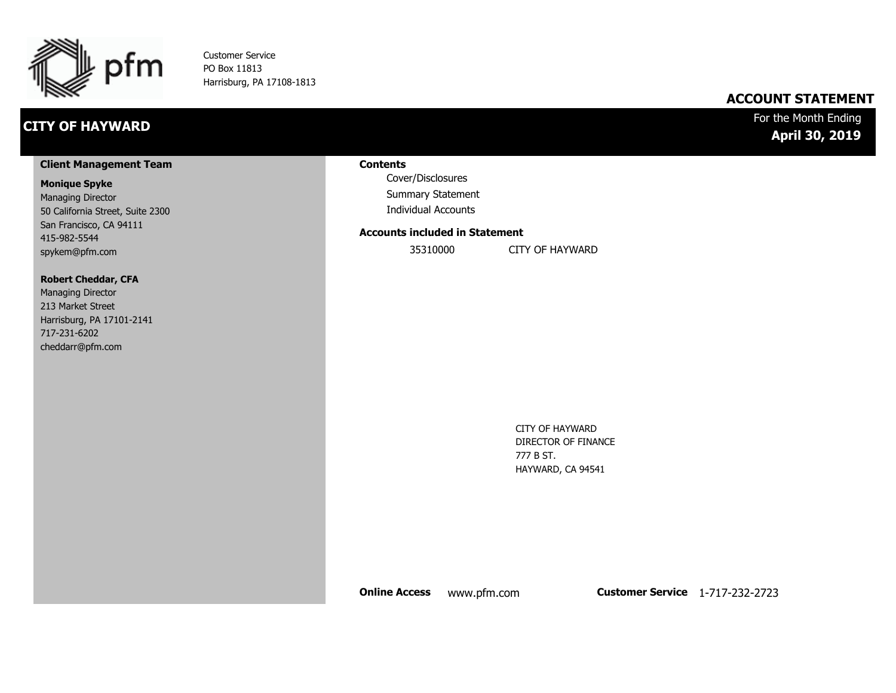pfm

Customer Service
PO Box 11813
Harrisburg, PA 17108-1813

# ACCOUNT STATEMENT

## CITY OF HAYWARD

For the Month Ending
**April 30, 2019**

**Client Management Team**

**Monique Spyke**
Managing Director
50 California Street, Suite 2300
San Francisco, CA 94111
415-982-5544
spykem@pfm.com

**Robert Cheddar, CFA**
Managing Director
213 Market Street
Harrisburg, PA 17101-2141
717-231-6202
cheddarr@pfm.com

**Contents**

- Cover/Disclosures
- Summary Statement
- Individual Accounts

**Accounts included in Statement**

| | |
|---|---|
| 35310000 | CITY OF HAYWARD |

CITY OF HAYWARD
DIRECTOR OF FINANCE
777 B ST.
HAYWARD, CA 94541

**Online Access** www.pfm.com **Customer Service** 1-717-232-2723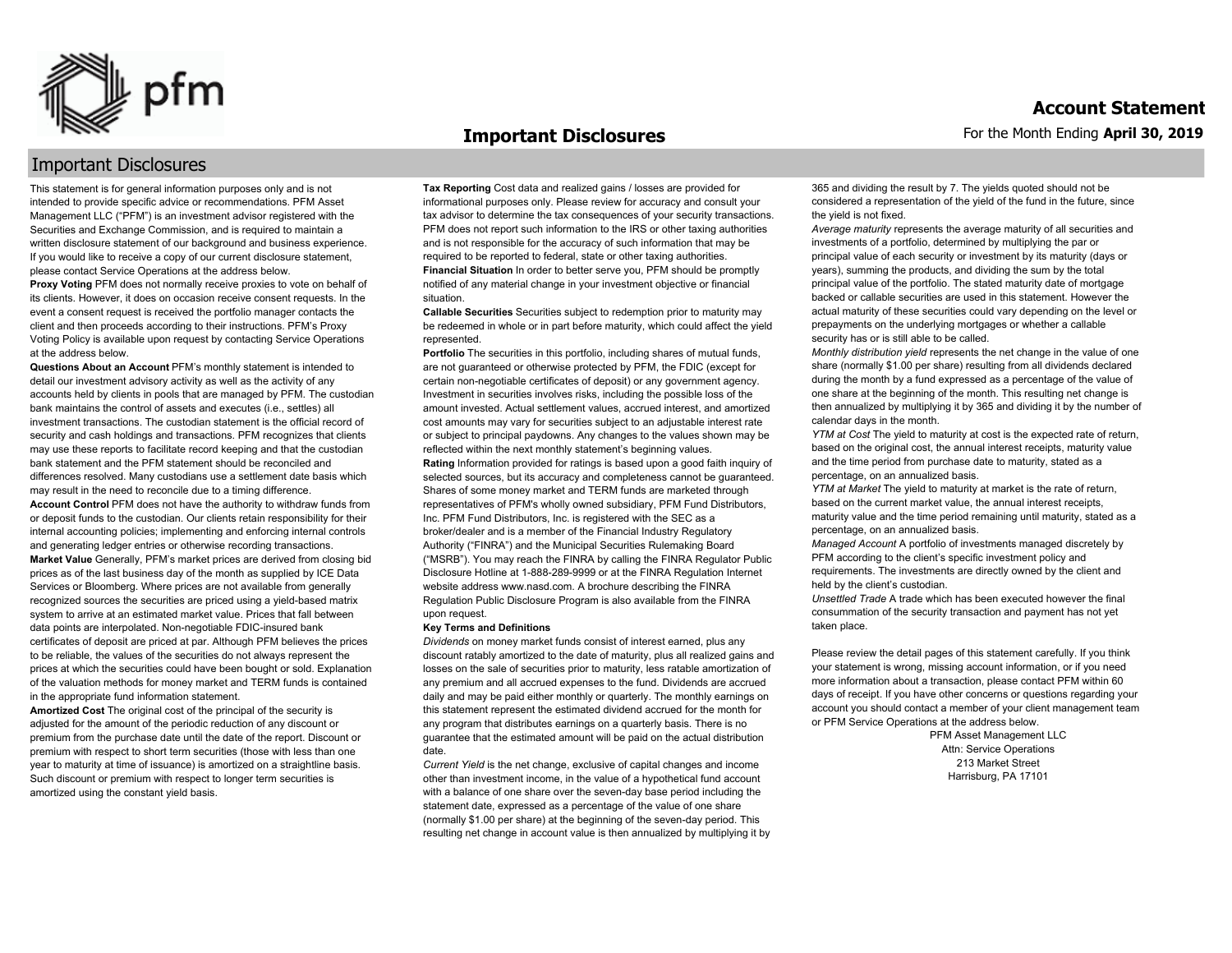# Account Statement

For the Month Ending **April 30, 2019**

## Important Disclosures

### Important Disclosures

This statement is for general information purposes only and is not intended to provide specific advice or recommendations. PFM Asset Management LLC ("PFM") is an investment advisor registered with the Securities and Exchange Commission, and is required to maintain a written disclosure statement of our background and business experience. If you would like to receive a copy of our current disclosure statement, please contact Service Operations at the address below.

**Proxy Voting** PFM does not normally receive proxies to vote on behalf of its clients. However, it does on occasion receive consent requests. In the event a consent request is received the portfolio manager contacts the client and then proceeds according to their instructions. PFM's Proxy Voting Policy is available upon request by contacting Service Operations at the address below.

**Questions About an Account** PFM's monthly statement is intended to detail our investment advisory activity as well as the activity of any accounts held by clients in pools that are managed by PFM. The custodian bank maintains the control of assets and executes (i.e., settles) all investment transactions. The custodian statement is the official record of security and cash holdings and transactions. PFM recognizes that clients may use these reports to facilitate record keeping and that the custodian bank statement and the PFM statement should be reconciled and differences resolved. Many custodians use a settlement date basis which may result in the need to reconcile due to a timing difference.

**Account Control** PFM does not have the authority to withdraw funds from or deposit funds to the custodian. Our clients retain responsibility for their internal accounting policies; implementing and enforcing internal controls and generating ledger entries or otherwise recording transactions.

**Market Value** Generally, PFM's market prices are derived from closing bid prices as of the last business day of the month as supplied by ICE Data Services or Bloomberg. Where prices are not available from generally recognized sources the securities are priced using a yield-based matrix system to arrive at an estimated market value. Prices that fall between data points are interpolated. Non-negotiable FDIC-insured bank certificates of deposit are priced at par. Although PFM believes the prices to be reliable, the values of the securities do not always represent the prices at which the securities could have been bought or sold. Explanation of the valuation methods for money market and TERM funds is contained in the appropriate fund information statement.

**Amortized Cost** The original cost of the principal of the security is adjusted for the amount of the periodic reduction of any discount or premium from the purchase date until the date of the report. Discount or premium with respect to short term securities (those with less than one year to maturity at time of issuance) is amortized on a straightline basis. Such discount or premium with respect to longer term securities is amortized using the constant yield basis.

**Tax Reporting** Cost data and realized gains / losses are provided for informational purposes only. Please review for accuracy and consult your tax advisor to determine the tax consequences of your security transactions. PFM does not report such information to the IRS or other taxing authorities and is not responsible for the accuracy of such information that may be required to be reported to federal, state or other taxing authorities.

**Financial Situation** In order to better serve you, PFM should be promptly notified of any material change in your investment objective or financial situation.

**Callable Securities** Securities subject to redemption prior to maturity may be redeemed in whole or in part before maturity, which could affect the yield represented.

**Portfolio** The securities in this portfolio, including shares of mutual funds, are not guaranteed or otherwise protected by PFM, the FDIC (except for certain non-negotiable certificates of deposit) or any government agency. Investment in securities involves risks, including the possible loss of the amount invested. Actual settlement values, accrued interest, and amortized cost amounts may vary for securities subject to an adjustable interest rate or subject to principal paydowns. Any changes to the values shown may be reflected within the next monthly statement's beginning values.

**Rating** Information provided for ratings is based upon a good faith inquiry of selected sources, but its accuracy and completeness cannot be guaranteed.

Shares of some money market and TERM funds are marketed through representatives of PFM's wholly owned subsidiary, PFM Fund Distributors, Inc. PFM Fund Distributors, Inc. is registered with the SEC as a broker/dealer and is a member of the Financial Industry Regulatory Authority ("FINRA") and the Municipal Securities Rulemaking Board ("MSRB"). You may reach the FINRA by calling the FINRA Regulator Public Disclosure Hotline at 1-888-289-9999 or at the FINRA Regulation Internet website address www.nasd.com. A brochure describing the FINRA Regulation Public Disclosure Program is also available from the FINRA upon request.

**Key Terms and Definitions**

*Dividends* on money market funds consist of interest earned, plus any discount ratably amortized to the date of maturity, plus all realized gains and losses on the sale of securities prior to maturity, less ratable amortization of any premium and all accrued expenses to the fund. Dividends are accrued daily and may be paid either monthly or quarterly. The monthly earnings on this statement represent the estimated dividend accrued for the month for any program that distributes earnings on a quarterly basis. There is no guarantee that the estimated amount will be paid on the actual distribution date.

*Current Yield* is the net change, exclusive of capital changes and income other than investment income, in the value of a hypothetical fund account with a balance of one share over the seven-day base period including the statement date, expressed as a percentage of the value of one share (normally $1.00 per share) at the beginning of the seven-day period. This resulting net change in account value is then annualized by multiplying it by 365 and dividing the result by 7. The yields quoted should not be considered a representation of the yield of the fund in the future, since the yield is not fixed.

*Average maturity* represents the average maturity of all securities and investments of a portfolio, determined by multiplying the par or principal value of each security or investment by its maturity (days or years), summing the products, and dividing the sum by the total principal value of the portfolio. The stated maturity date of mortgage backed or callable securities are used in this statement. However the actual maturity of these securities could vary depending on the level or prepayments on the underlying mortgages or whether a callable security has or is still able to be called.

*Monthly distribution yield* represents the net change in the value of one share (normally $1.00 per share) resulting from all dividends declared during the month by a fund expressed as a percentage of the value of one share at the beginning of the month. This resulting net change is then annualized by multiplying it by 365 and dividing it by the number of calendar days in the month.

*YTM at Cost* The yield to maturity at cost is the expected rate of return, based on the original cost, the annual interest receipts, maturity value and the time period from purchase date to maturity, stated as a percentage, on an annualized basis.

*YTM at Market* The yield to maturity at market is the rate of return, based on the current market value, the annual interest receipts, maturity value and the time period remaining until maturity, stated as a percentage, on an annualized basis.

*Managed Account* A portfolio of investments managed discretely by PFM according to the client's specific investment policy and requirements. The investments are directly owned by the client and held by the client's custodian.

*Unsettled Trade* A trade which has been executed however the final consummation of the security transaction and payment has not yet taken place.

Please review the detail pages of this statement carefully. If you think your statement is wrong, missing account information, or if you need more information about a transaction, please contact PFM within 60 days of receipt. If you have other concerns or questions regarding your account you should contact a member of your client management team or PFM Service Operations at the address below.

PFM Asset Management LLC
Attn: Service Operations
213 Market Street
Harrisburg, PA 17101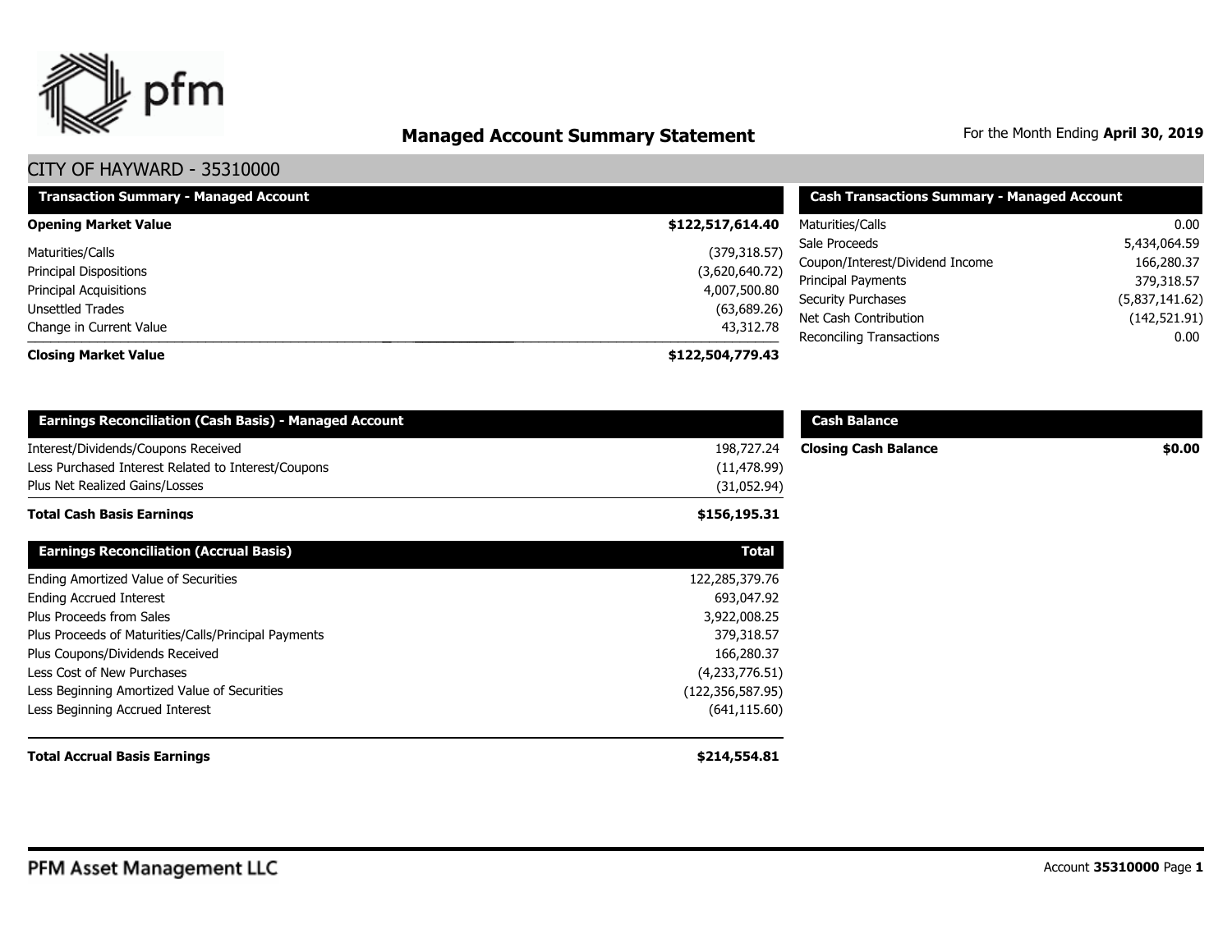# Managed Account Summary Statement

For the Month Ending **April 30, 2019**

## CITY OF HAYWARD - 35310000

| Transaction Summary - Managed Account | |
|---|---|
| **Opening Market Value** | **$122,517,614.40** |
| Maturities/Calls | (379,318.57) |
| Principal Dispositions | (3,620,640.72) |
| Principal Acquisitions | 4,007,500.80 |
| Unsettled Trades | (63,689.26) |
| Change in Current Value | 43,312.78 |
| **Closing Market Value** | **$122,504,779.43** |

| Cash Transactions Summary - Managed Account | |
|---|---|
| Maturities/Calls | 0.00 |
| Sale Proceeds | 5,434,064.59 |
| Coupon/Interest/Dividend Income | 166,280.37 |
| Principal Payments | 379,318.57 |
| Security Purchases | (5,837,141.62) |
| Net Cash Contribution | (142,521.91) |
| Reconciling Transactions | 0.00 |

| Earnings Reconciliation (Cash Basis) - Managed Account | |
|---|---|
| Interest/Dividends/Coupons Received | 198,727.24 |
| Less Purchased Interest Related to Interest/Coupons | (11,478.99) |
| Plus Net Realized Gains/Losses | (31,052.94) |
| **Total Cash Basis Earnings** | **$156,195.31** |

| Cash Balance | |
|---|---|
| **Closing Cash Balance** | **$0.00** |

| Earnings Reconciliation (Accrual Basis) | Total |
|---|---|
| Ending Amortized Value of Securities | 122,285,379.76 |
| Ending Accrued Interest | 693,047.92 |
| Plus Proceeds from Sales | 3,922,008.25 |
| Plus Proceeds of Maturities/Calls/Principal Payments | 379,318.57 |
| Plus Coupons/Dividends Received | 166,280.37 |
| Less Cost of New Purchases | (4,233,776.51) |
| Less Beginning Amortized Value of Securities | (122,356,587.95) |
| Less Beginning Accrued Interest | (641,115.60) |
| **Total Accrual Basis Earnings** | **$214,554.81** |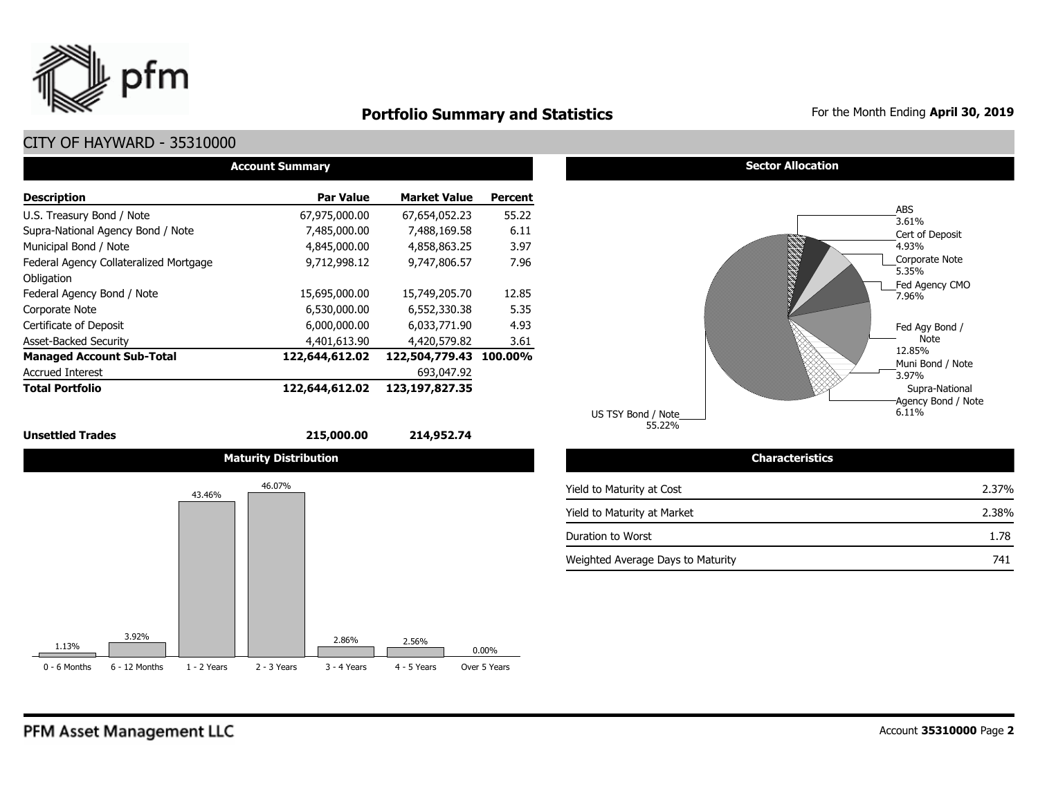# Portfolio Summary and Statistics

For the Month Ending **April 30, 2019**

## CITY OF HAYWARD - 35310000

### Account Summary

| Description | Par Value | Market Value | Percent |
|---|---|---|---|
| U.S. Treasury Bond / Note | 67,975,000.00 | 67,654,052.23 | 55.22 |
| Supra-National Agency Bond / Note | 7,485,000.00 | 7,488,169.58 | 6.11 |
| Municipal Bond / Note | 4,845,000.00 | 4,858,863.25 | 3.97 |
| Federal Agency Collateralized Mortgage Obligation | 9,712,998.12 | 9,747,806.57 | 7.96 |
| Federal Agency Bond / Note | 15,695,000.00 | 15,749,205.70 | 12.85 |
| Corporate Note | 6,530,000.00 | 6,552,330.38 | 5.35 |
| Certificate of Deposit | 6,000,000.00 | 6,033,771.90 | 4.93 |
| Asset-Backed Security | 4,401,613.90 | 4,420,579.82 | 3.61 |
| **Managed Account Sub-Total** | **122,644,612.02** | **122,504,779.43** | **100.00%** |
| Accrued Interest | | 693,047.92 | |
| **Total Portfolio** | **122,644,612.02** | **123,197,827.35** | |
| **Unsettled Trades** | **215,000.00** | **214,952.74** | |

### Sector Allocation

| Sector | Percent |
|---|---|
| ABS | 3.61% |
| Cert of Deposit | 4.93% |
| Corporate Note | 5.35% |
| Fed Agency CMO | 7.96% |
| Fed Agy Bond / Note | 12.85% |
| Muni Bond / Note | 3.97% |
| Supra-National Agency Bond / Note | 6.11% |
| US TSY Bond / Note | 55.22% |

### Maturity Distribution

| 0 - 6 Months | 6 - 12 Months | 1 - 2 Years | 2 - 3 Years | 3 - 4 Years | 4 - 5 Years | Over 5 Years |
|---|---|---|---|---|---|---|
| 1.13% | 3.92% | 43.46% | 46.07% | 2.86% | 2.56% | 0.00% |

### Characteristics

| | |
|---|---|
| Yield to Maturity at Cost | 2.37% |
| Yield to Maturity at Market | 2.38% |
| Duration to Worst | 1.78 |
| Weighted Average Days to Maturity | 741 |

PFM Asset Management LLC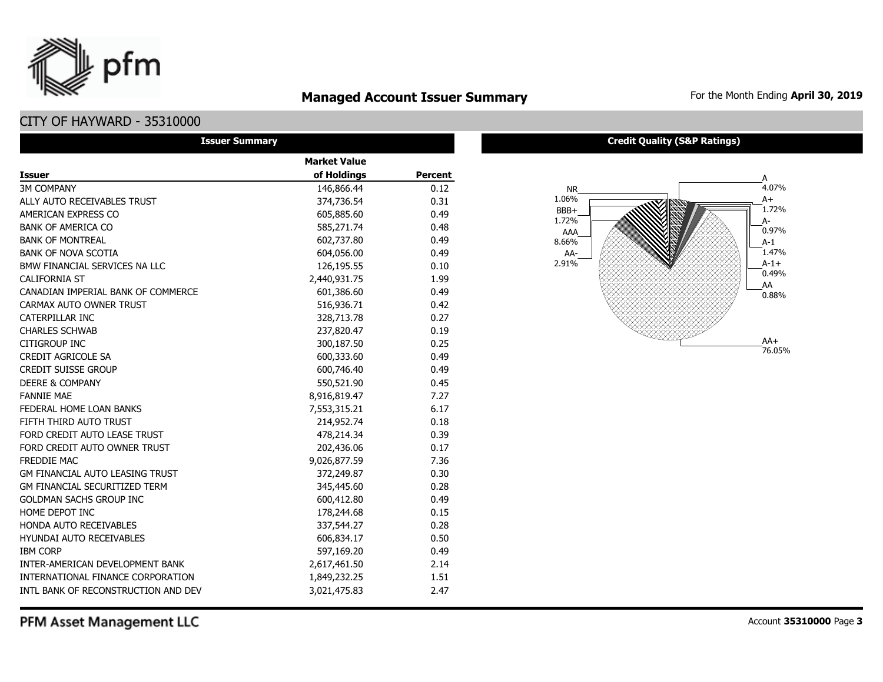# Managed Account Issuer Summary

For the Month Ending **April 30, 2019**

## CITY OF HAYWARD - 35310000

### Issuer Summary

| Issuer | Market Value of Holdings | Percent |
|---|---|---|
| 3M COMPANY | 146,866.44 | 0.12 |
| ALLY AUTO RECEIVABLES TRUST | 374,736.54 | 0.31 |
| AMERICAN EXPRESS CO | 605,885.60 | 0.49 |
| BANK OF AMERICA CO | 585,271.74 | 0.48 |
| BANK OF MONTREAL | 602,737.80 | 0.49 |
| BANK OF NOVA SCOTIA | 604,056.00 | 0.49 |
| BMW FINANCIAL SERVICES NA LLC | 126,195.55 | 0.10 |
| CALIFORNIA ST | 2,440,931.75 | 1.99 |
| CANADIAN IMPERIAL BANK OF COMMERCE | 601,386.60 | 0.49 |
| CARMAX AUTO OWNER TRUST | 516,936.71 | 0.42 |
| CATERPILLAR INC | 328,713.78 | 0.27 |
| CHARLES SCHWAB | 237,820.47 | 0.19 |
| CITIGROUP INC | 300,187.50 | 0.25 |
| CREDIT AGRICOLE SA | 600,333.60 | 0.49 |
| CREDIT SUISSE GROUP | 600,746.40 | 0.49 |
| DEERE & COMPANY | 550,521.90 | 0.45 |
| FANNIE MAE | 8,916,819.47 | 7.27 |
| FEDERAL HOME LOAN BANKS | 7,553,315.21 | 6.17 |
| FIFTH THIRD AUTO TRUST | 214,952.74 | 0.18 |
| FORD CREDIT AUTO LEASE TRUST | 478,214.34 | 0.39 |
| FORD CREDIT AUTO OWNER TRUST | 202,436.06 | 0.17 |
| FREDDIE MAC | 9,026,877.59 | 7.36 |
| GM FINANCIAL AUTO LEASING TRUST | 372,249.87 | 0.30 |
| GM FINANCIAL SECURITIZED TERM | 345,445.60 | 0.28 |
| GOLDMAN SACHS GROUP INC | 600,412.80 | 0.49 |
| HOME DEPOT INC | 178,244.68 | 0.15 |
| HONDA AUTO RECEIVABLES | 337,544.27 | 0.28 |
| HYUNDAI AUTO RECEIVABLES | 606,834.17 | 0.50 |
| IBM CORP | 597,169.20 | 0.49 |
| INTER-AMERICAN DEVELOPMENT BANK | 2,617,461.50 | 2.14 |
| INTERNATIONAL FINANCE CORPORATION | 1,849,232.25 | 1.51 |
| INTL BANK OF RECONSTRUCTION AND DEV | 3,021,475.83 | 2.47 |

### Credit Quality (S&P Ratings)

| Rating | Percent |
|---|---|
| NR | 1.06% |
| BBB+ | 1.72% |
| AAA | 8.66% |
| AA- | 2.91% |
| A | 4.07% |
| A+ | 1.72% |
| A- | 0.97% |
| A-1 | 1.47% |
| A-1+ | 0.49% |
| AA | 0.88% |
| AA+ | 76.05% |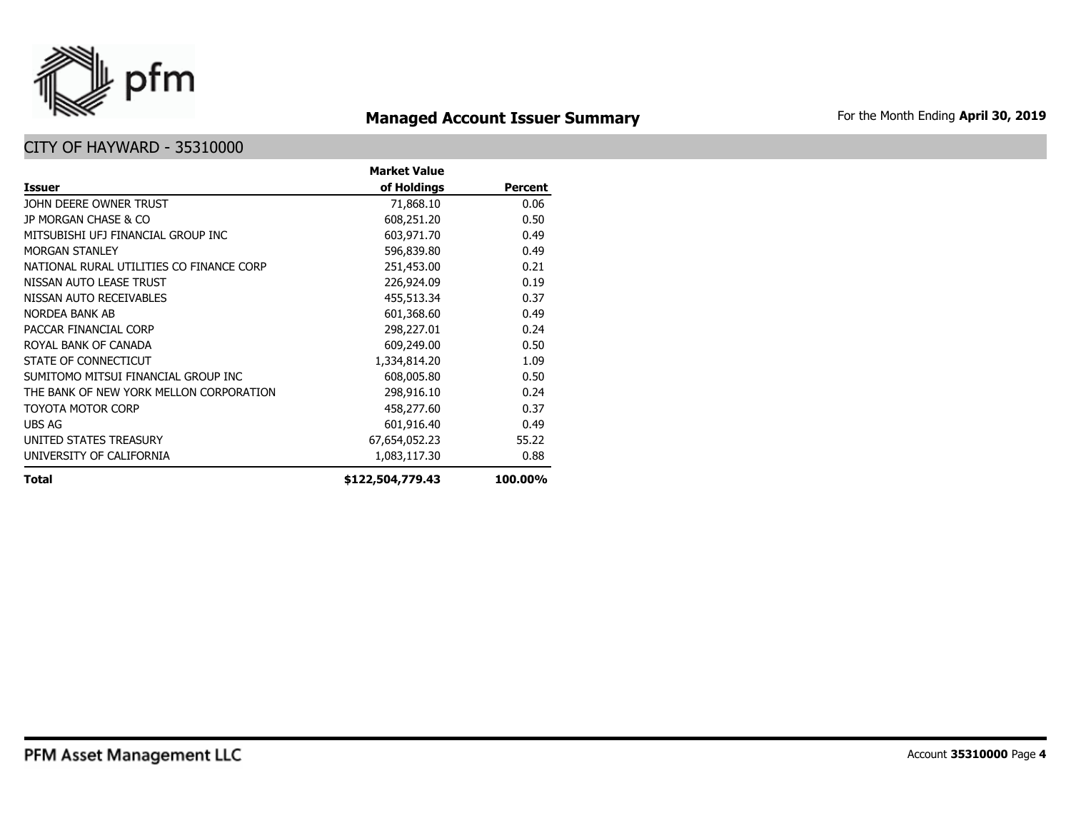## Managed Account Issuer Summary

For the Month Ending **April 30, 2019**

### CITY OF HAYWARD - 35310000

| Issuer | Market Value of Holdings | Percent |
|---|---:|---:|
| JOHN DEERE OWNER TRUST | 71,868.10 | 0.06 |
| JP MORGAN CHASE & CO | 608,251.20 | 0.50 |
| MITSUBISHI UFJ FINANCIAL GROUP INC | 603,971.70 | 0.49 |
| MORGAN STANLEY | 596,839.80 | 0.49 |
| NATIONAL RURAL UTILITIES CO FINANCE CORP | 251,453.00 | 0.21 |
| NISSAN AUTO LEASE TRUST | 226,924.09 | 0.19 |
| NISSAN AUTO RECEIVABLES | 455,513.34 | 0.37 |
| NORDEA BANK AB | 601,368.60 | 0.49 |
| PACCAR FINANCIAL CORP | 298,227.01 | 0.24 |
| ROYAL BANK OF CANADA | 609,249.00 | 0.50 |
| STATE OF CONNECTICUT | 1,334,814.20 | 1.09 |
| SUMITOMO MITSUI FINANCIAL GROUP INC | 608,005.80 | 0.50 |
| THE BANK OF NEW YORK MELLON CORPORATION | 298,916.10 | 0.24 |
| TOYOTA MOTOR CORP | 458,277.60 | 0.37 |
| UBS AG | 601,916.40 | 0.49 |
| UNITED STATES TREASURY | 67,654,052.23 | 55.22 |
| UNIVERSITY OF CALIFORNIA | 1,083,117.30 | 0.88 |
| **Total** | **$122,504,779.43** | **100.00%** |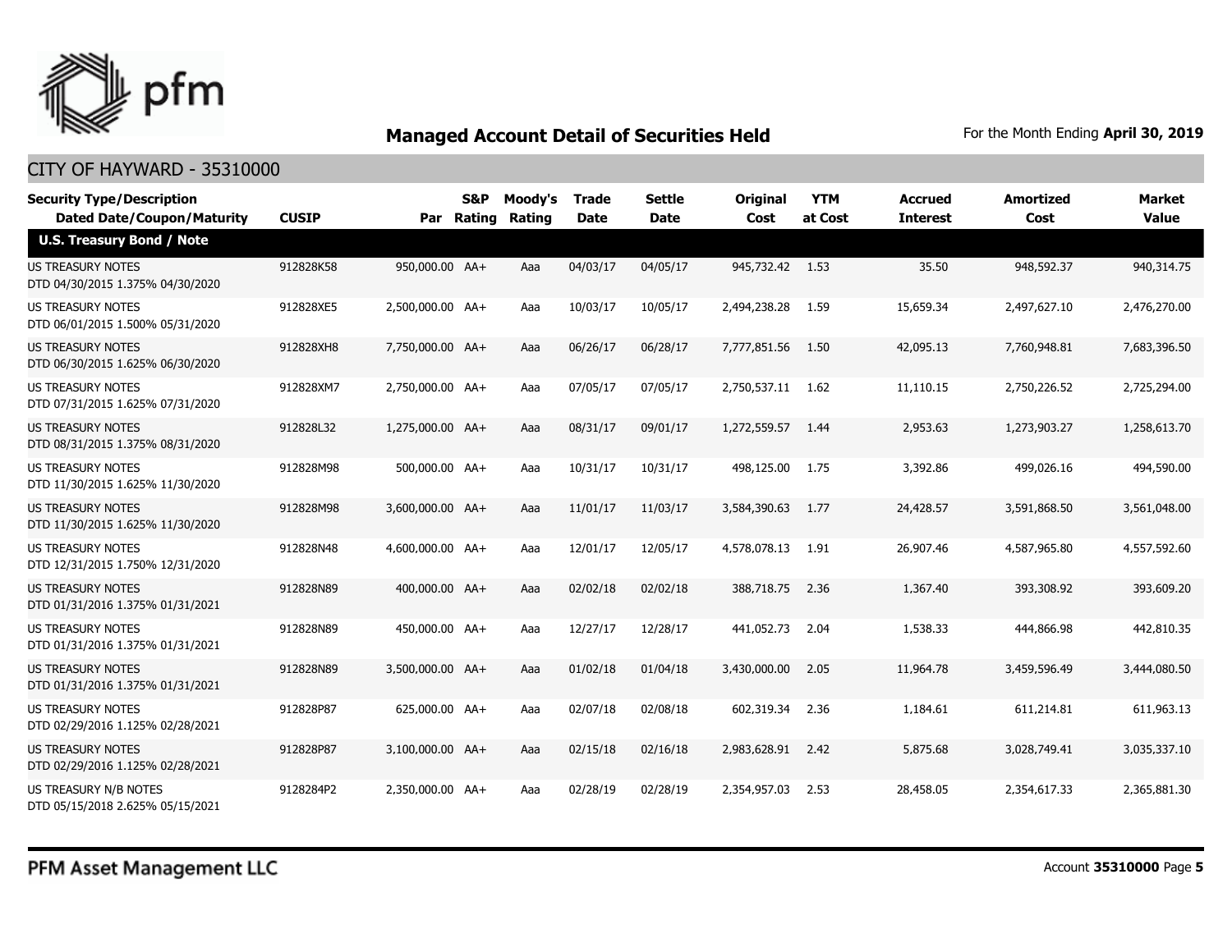## Managed Account Detail of Securities Held

For the Month Ending **April 30, 2019**

CITY OF HAYWARD - 35310000

| Security Type/Description Dated Date/Coupon/Maturity | CUSIP | Par | S&P Rating | Moody's Rating | Trade Date | Settle Date | Original Cost | YTM at Cost | Accrued Interest | Amortized Cost | Market Value |
|---|---|---|---|---|---|---|---|---|---|---|---|
| **U.S. Treasury Bond / Note** | | | | | | | | | | | |
| US TREASURY NOTES DTD 04/30/2015 1.375% 04/30/2020 | 912828K58 | 950,000.00 | AA+ | Aaa | 04/03/17 | 04/05/17 | 945,732.42 | 1.53 | 35.50 | 948,592.37 | 940,314.75 |
| US TREASURY NOTES DTD 06/01/2015 1.500% 05/31/2020 | 912828XE5 | 2,500,000.00 | AA+ | Aaa | 10/03/17 | 10/05/17 | 2,494,238.28 | 1.59 | 15,659.34 | 2,497,627.10 | 2,476,270.00 |
| US TREASURY NOTES DTD 06/30/2015 1.625% 06/30/2020 | 912828XH8 | 7,750,000.00 | AA+ | Aaa | 06/26/17 | 06/28/17 | 7,777,851.56 | 1.50 | 42,095.13 | 7,760,948.81 | 7,683,396.50 |
| US TREASURY NOTES DTD 07/31/2015 1.625% 07/31/2020 | 912828XM7 | 2,750,000.00 | AA+ | Aaa | 07/05/17 | 07/05/17 | 2,750,537.11 | 1.62 | 11,110.15 | 2,750,226.52 | 2,725,294.00 |
| US TREASURY NOTES DTD 08/31/2015 1.375% 08/31/2020 | 912828L32 | 1,275,000.00 | AA+ | Aaa | 08/31/17 | 09/01/17 | 1,272,559.57 | 1.44 | 2,953.63 | 1,273,903.27 | 1,258,613.70 |
| US TREASURY NOTES DTD 11/30/2015 1.625% 11/30/2020 | 912828M98 | 500,000.00 | AA+ | Aaa | 10/31/17 | 10/31/17 | 498,125.00 | 1.75 | 3,392.86 | 499,026.16 | 494,590.00 |
| US TREASURY NOTES DTD 11/30/2015 1.625% 11/30/2020 | 912828M98 | 3,600,000.00 | AA+ | Aaa | 11/01/17 | 11/03/17 | 3,584,390.63 | 1.77 | 24,428.57 | 3,591,868.50 | 3,561,048.00 |
| US TREASURY NOTES DTD 12/31/2015 1.750% 12/31/2020 | 912828N48 | 4,600,000.00 | AA+ | Aaa | 12/01/17 | 12/05/17 | 4,578,078.13 | 1.91 | 26,907.46 | 4,587,965.80 | 4,557,592.60 |
| US TREASURY NOTES DTD 01/31/2016 1.375% 01/31/2021 | 912828N89 | 400,000.00 | AA+ | Aaa | 02/02/18 | 02/02/18 | 388,718.75 | 2.36 | 1,367.40 | 393,308.92 | 393,609.20 |
| US TREASURY NOTES DTD 01/31/2016 1.375% 01/31/2021 | 912828N89 | 450,000.00 | AA+ | Aaa | 12/27/17 | 12/28/17 | 441,052.73 | 2.04 | 1,538.33 | 444,866.98 | 442,810.35 |
| US TREASURY NOTES DTD 01/31/2016 1.375% 01/31/2021 | 912828N89 | 3,500,000.00 | AA+ | Aaa | 01/02/18 | 01/04/18 | 3,430,000.00 | 2.05 | 11,964.78 | 3,459,596.49 | 3,444,080.50 |
| US TREASURY NOTES DTD 02/29/2016 1.125% 02/28/2021 | 912828P87 | 625,000.00 | AA+ | Aaa | 02/07/18 | 02/08/18 | 602,319.34 | 2.36 | 1,184.61 | 611,214.81 | 611,963.13 |
| US TREASURY NOTES DTD 02/29/2016 1.125% 02/28/2021 | 912828P87 | 3,100,000.00 | AA+ | Aaa | 02/15/18 | 02/16/18 | 2,983,628.91 | 2.42 | 5,875.68 | 3,028,749.41 | 3,035,337.10 |
| US TREASURY N/B NOTES DTD 05/15/2018 2.625% 05/15/2021 | 9128284P2 | 2,350,000.00 | AA+ | Aaa | 02/28/19 | 02/28/19 | 2,354,957.03 | 2.53 | 28,458.05 | 2,354,617.33 | 2,365,881.30 |

PFM Asset Management LLC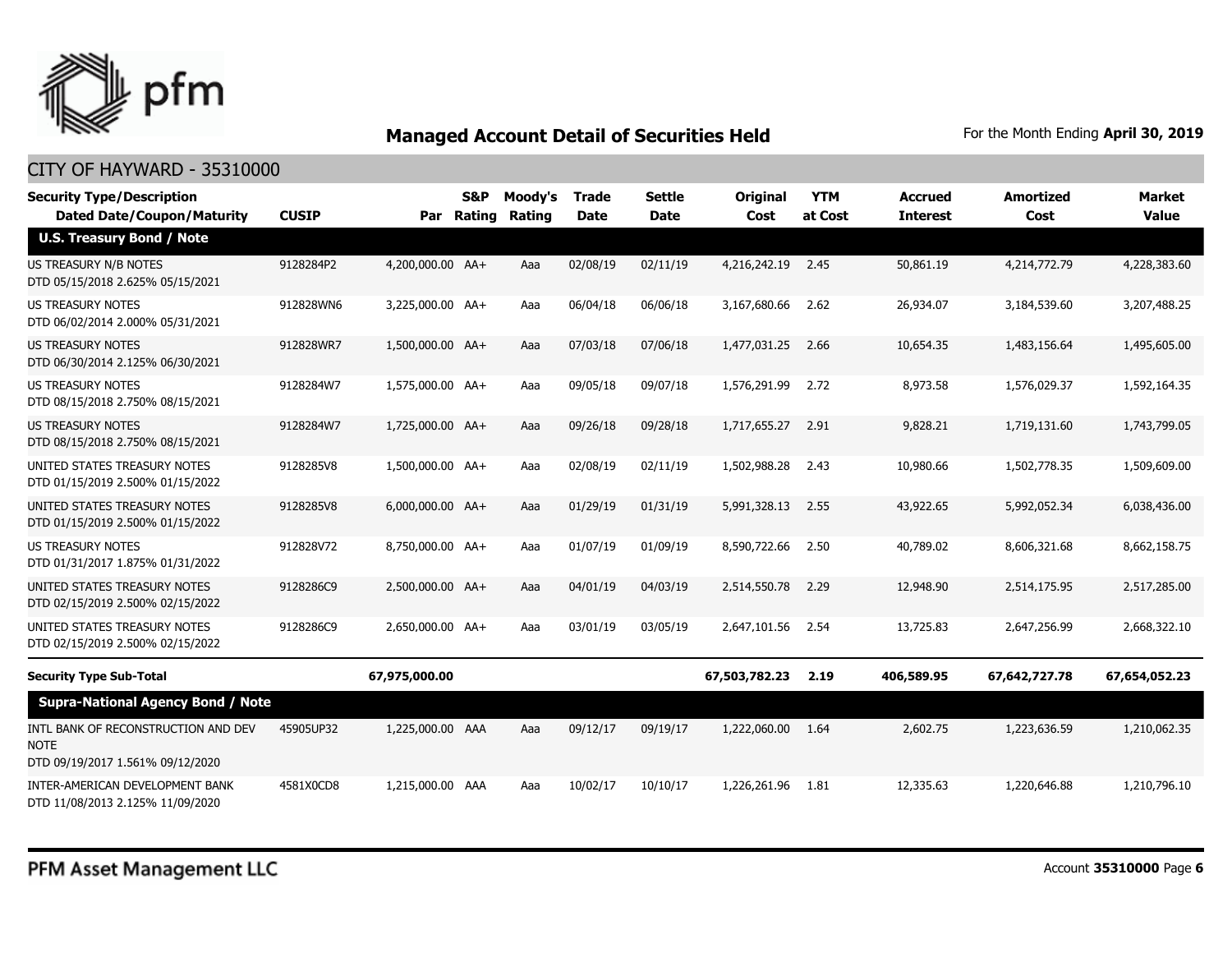## Managed Account Detail of Securities Held

For the Month Ending **April 30, 2019**

CITY OF HAYWARD - 35310000

| Security Type/Description<br>Dated Date/Coupon/Maturity | CUSIP | Par | S&P Rating | Moody's Rating | Trade Date | Settle Date | Original Cost | YTM at Cost | Accrued Interest | Amortized Cost | Market Value |
|---|---|---|---|---|---|---|---|---|---|---|---|
| **U.S. Treasury Bond / Note** | | | | | | | | | | | |
| US TREASURY N/B NOTES<br>DTD 05/15/2018 2.625% 05/15/2021 | 9128284P2 | 4,200,000.00 | AA+ | Aaa | 02/08/19 | 02/11/19 | 4,216,242.19 | 2.45 | 50,861.19 | 4,214,772.79 | 4,228,383.60 |
| US TREASURY NOTES<br>DTD 06/02/2014 2.000% 05/31/2021 | 912828WN6 | 3,225,000.00 | AA+ | Aaa | 06/04/18 | 06/06/18 | 3,167,680.66 | 2.62 | 26,934.07 | 3,184,539.60 | 3,207,488.25 |
| US TREASURY NOTES<br>DTD 06/30/2014 2.125% 06/30/2021 | 912828WR7 | 1,500,000.00 | AA+ | Aaa | 07/03/18 | 07/06/18 | 1,477,031.25 | 2.66 | 10,654.35 | 1,483,156.64 | 1,495,605.00 |
| US TREASURY NOTES<br>DTD 08/15/2018 2.750% 08/15/2021 | 9128284W7 | 1,575,000.00 | AA+ | Aaa | 09/05/18 | 09/07/18 | 1,576,291.99 | 2.72 | 8,973.58 | 1,576,029.37 | 1,592,164.35 |
| US TREASURY NOTES<br>DTD 08/15/2018 2.750% 08/15/2021 | 9128284W7 | 1,725,000.00 | AA+ | Aaa | 09/26/18 | 09/28/18 | 1,717,655.27 | 2.91 | 9,828.21 | 1,719,131.60 | 1,743,799.05 |
| UNITED STATES TREASURY NOTES<br>DTD 01/15/2019 2.500% 01/15/2022 | 9128285V8 | 1,500,000.00 | AA+ | Aaa | 02/08/19 | 02/11/19 | 1,502,988.28 | 2.43 | 10,980.66 | 1,502,778.35 | 1,509,609.00 |
| UNITED STATES TREASURY NOTES<br>DTD 01/15/2019 2.500% 01/15/2022 | 9128285V8 | 6,000,000.00 | AA+ | Aaa | 01/29/19 | 01/31/19 | 5,991,328.13 | 2.55 | 43,922.65 | 5,992,052.34 | 6,038,436.00 |
| US TREASURY NOTES<br>DTD 01/31/2017 1.875% 01/31/2022 | 912828V72 | 8,750,000.00 | AA+ | Aaa | 01/07/19 | 01/09/19 | 8,590,722.66 | 2.50 | 40,789.02 | 8,606,321.68 | 8,662,158.75 |
| UNITED STATES TREASURY NOTES<br>DTD 02/15/2019 2.500% 02/15/2022 | 9128286C9 | 2,500,000.00 | AA+ | Aaa | 04/01/19 | 04/03/19 | 2,514,550.78 | 2.29 | 12,948.90 | 2,514,175.95 | 2,517,285.00 |
| UNITED STATES TREASURY NOTES<br>DTD 02/15/2019 2.500% 02/15/2022 | 9128286C9 | 2,650,000.00 | AA+ | Aaa | 03/01/19 | 03/05/19 | 2,647,101.56 | 2.54 | 13,725.83 | 2,647,256.99 | 2,668,322.10 |
| **Security Type Sub-Total** | | **67,975,000.00** | | | | | **67,503,782.23** | **2.19** | **406,589.95** | **67,642,727.78** | **67,654,052.23** |
| **Supra-National Agency Bond / Note** | | | | | | | | | | | |
| INTL BANK OF RECONSTRUCTION AND DEV NOTE<br>DTD 09/19/2017 1.561% 09/12/2020 | 45905UP32 | 1,225,000.00 | AAA | Aaa | 09/12/17 | 09/19/17 | 1,222,060.00 | 1.64 | 2,602.75 | 1,223,636.59 | 1,210,062.35 |
| INTER-AMERICAN DEVELOPMENT BANK<br>DTD 11/08/2013 2.125% 11/09/2020 | 4581X0CD8 | 1,215,000.00 | AAA | Aaa | 10/02/17 | 10/10/17 | 1,226,261.96 | 1.81 | 12,335.63 | 1,220,646.88 | 1,210,796.10 |

PFM Asset Management LLC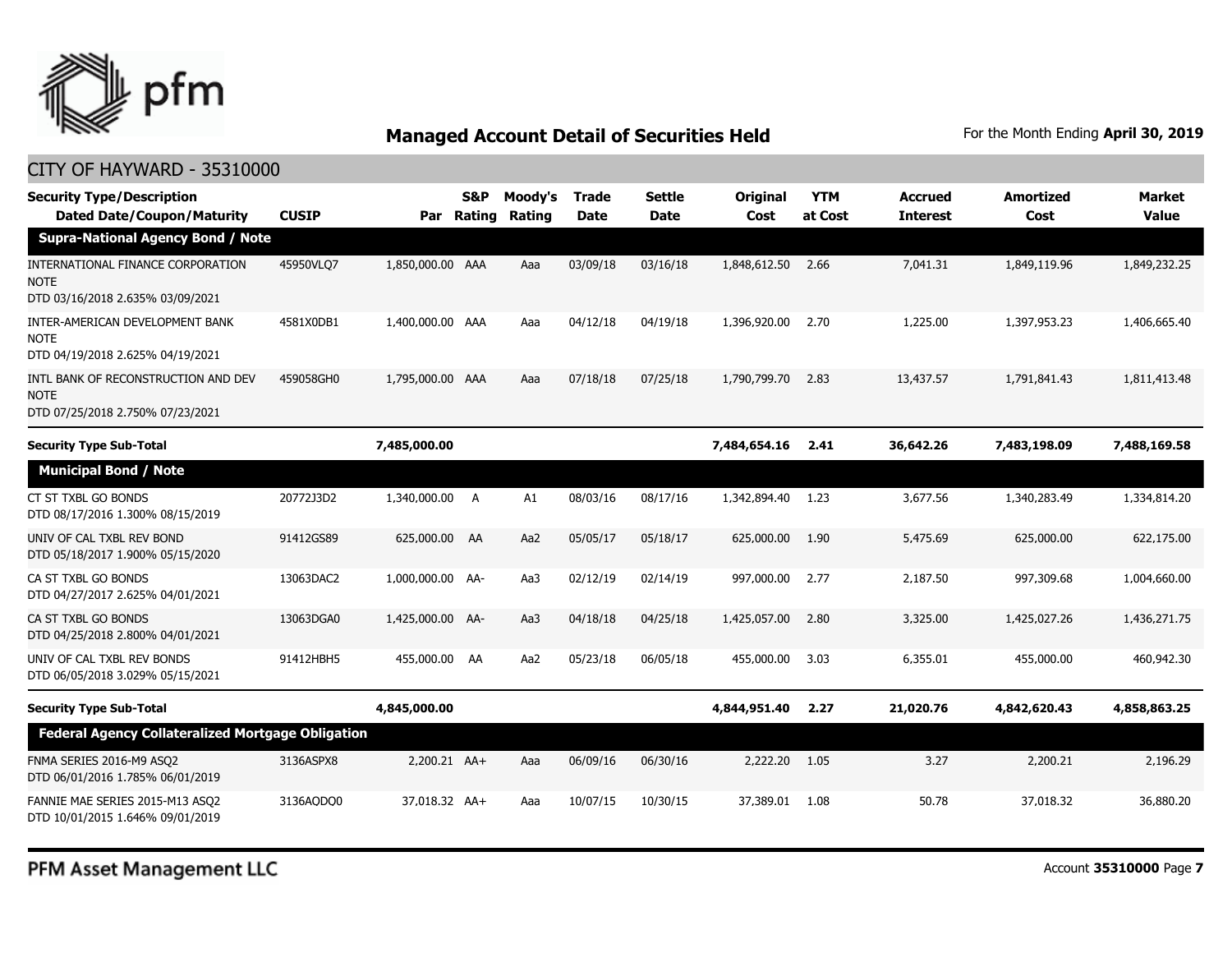# Managed Account Detail of Securities Held

For the Month Ending **April 30, 2019**

## CITY OF HAYWARD - 35310000

| Security Type/Description<br>Dated Date/Coupon/Maturity | CUSIP | Par | S&P Rating | Moody's Rating | Trade Date | Settle Date | Original Cost | YTM at Cost | Accrued Interest | Amortized Cost | Market Value |
|---|---|---|---|---|---|---|---|---|---|---|---|
| **Supra-National Agency Bond / Note** | | | | | | | | | | | |
| INTERNATIONAL FINANCE CORPORATION NOTE<br>DTD 03/16/2018 2.635% 03/09/2021 | 45950VLQ7 | 1,850,000.00 | AAA | Aaa | 03/09/18 | 03/16/18 | 1,848,612.50 | 2.66 | 7,041.31 | 1,849,119.96 | 1,849,232.25 |
| INTER-AMERICAN DEVELOPMENT BANK NOTE<br>DTD 04/19/2018 2.625% 04/19/2021 | 4581X0DB1 | 1,400,000.00 | AAA | Aaa | 04/12/18 | 04/19/18 | 1,396,920.00 | 2.70 | 1,225.00 | 1,397,953.23 | 1,406,665.40 |
| INTL BANK OF RECONSTRUCTION AND DEV NOTE<br>DTD 07/25/2018 2.750% 07/23/2021 | 459058GH0 | 1,795,000.00 | AAA | Aaa | 07/18/18 | 07/25/18 | 1,790,799.70 | 2.83 | 13,437.57 | 1,791,841.43 | 1,811,413.48 |
| **Security Type Sub-Total** | | **7,485,000.00** | | | | | **7,484,654.16** | **2.41** | **36,642.26** | **7,483,198.09** | **7,488,169.58** |
| **Municipal Bond / Note** | | | | | | | | | | | |
| CT ST TXBL GO BONDS<br>DTD 08/17/2016 1.300% 08/15/2019 | 20772J3D2 | 1,340,000.00 | A | A1 | 08/03/16 | 08/17/16 | 1,342,894.40 | 1.23 | 3,677.56 | 1,340,283.49 | 1,334,814.20 |
| UNIV OF CAL TXBL REV BOND<br>DTD 05/18/2017 1.900% 05/15/2020 | 91412GS89 | 625,000.00 | AA | Aa2 | 05/05/17 | 05/18/17 | 625,000.00 | 1.90 | 5,475.69 | 625,000.00 | 622,175.00 |
| CA ST TXBL GO BONDS<br>DTD 04/27/2017 2.625% 04/01/2021 | 13063DAC2 | 1,000,000.00 | AA- | Aa3 | 02/12/19 | 02/14/19 | 997,000.00 | 2.77 | 2,187.50 | 997,309.68 | 1,004,660.00 |
| CA ST TXBL GO BONDS<br>DTD 04/25/2018 2.800% 04/01/2021 | 13063DGA0 | 1,425,000.00 | AA- | Aa3 | 04/18/18 | 04/25/18 | 1,425,057.00 | 2.80 | 3,325.00 | 1,425,027.26 | 1,436,271.75 |
| UNIV OF CAL TXBL REV BONDS<br>DTD 06/05/2018 3.029% 05/15/2021 | 91412HBH5 | 455,000.00 | AA | Aa2 | 05/23/18 | 06/05/18 | 455,000.00 | 3.03 | 6,355.01 | 455,000.00 | 460,942.30 |
| **Security Type Sub-Total** | | **4,845,000.00** | | | | | **4,844,951.40** | **2.27** | **21,020.76** | **4,842,620.43** | **4,858,863.25** |
| **Federal Agency Collateralized Mortgage Obligation** | | | | | | | | | | | |
| FNMA SERIES 2016-M9 ASQ2<br>DTD 06/01/2016 1.785% 06/01/2019 | 3136ASPX8 | 2,200.21 | AA+ | Aaa | 06/09/16 | 06/30/16 | 2,222.20 | 1.05 | 3.27 | 2,200.21 | 2,196.29 |
| FANNIE MAE SERIES 2015-M13 ASQ2<br>DTD 10/01/2015 1.646% 09/01/2019 | 3136AQDQ0 | 37,018.32 | AA+ | Aaa | 10/07/15 | 10/30/15 | 37,389.01 | 1.08 | 50.78 | 37,018.32 | 36,880.20 |

PFM Asset Management LLC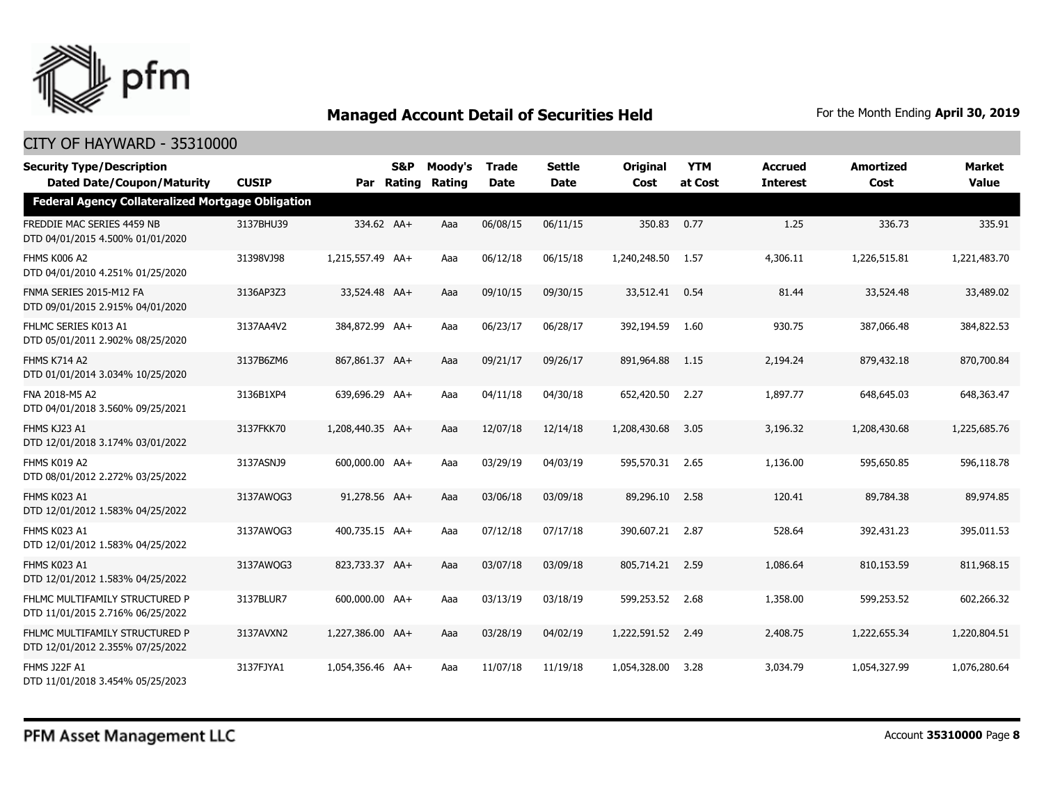## Managed Account Detail of Securities Held

For the Month Ending **April 30, 2019**

CITY OF HAYWARD - 35310000

| Security Type/Description Dated Date/Coupon/Maturity | CUSIP | Par | S&P Rating | Moody's Rating | Trade Date | Settle Date | Original Cost | YTM at Cost | Accrued Interest | Amortized Cost | Market Value |
|---|---|---|---|---|---|---|---|---|---|---|---|
| **Federal Agency Collateralized Mortgage Obligation** | | | | | | | | | | | |
| FREDDIE MAC SERIES 4459 NB DTD 04/01/2015 4.500% 01/01/2020 | 3137BHU39 | 334.62 | AA+ | Aaa | 06/08/15 | 06/11/15 | 350.83 | 0.77 | 1.25 | 336.73 | 335.91 |
| FHMS K006 A2 DTD 04/01/2010 4.251% 01/25/2020 | 31398VJ98 | 1,215,557.49 | AA+ | Aaa | 06/12/18 | 06/15/18 | 1,240,248.50 | 1.57 | 4,306.11 | 1,226,515.81 | 1,221,483.70 |
| FNMA SERIES 2015-M12 FA DTD 09/01/2015 2.915% 04/01/2020 | 3136AP3Z3 | 33,524.48 | AA+ | Aaa | 09/10/15 | 09/30/15 | 33,512.41 | 0.54 | 81.44 | 33,524.48 | 33,489.02 |
| FHLMC SERIES K013 A1 DTD 05/01/2011 2.902% 08/25/2020 | 3137AA4V2 | 384,872.99 | AA+ | Aaa | 06/23/17 | 06/28/17 | 392,194.59 | 1.60 | 930.75 | 387,066.48 | 384,822.53 |
| FHMS K714 A2 DTD 01/01/2014 3.034% 10/25/2020 | 3137B6ZM6 | 867,861.37 | AA+ | Aaa | 09/21/17 | 09/26/17 | 891,964.88 | 1.15 | 2,194.24 | 879,432.18 | 870,700.84 |
| FNA 2018-M5 A2 DTD 04/01/2018 3.560% 09/25/2021 | 3136B1XP4 | 639,696.29 | AA+ | Aaa | 04/11/18 | 04/30/18 | 652,420.50 | 2.27 | 1,897.77 | 648,645.03 | 648,363.47 |
| FHMS KJ23 A1 DTD 12/01/2018 3.174% 03/01/2022 | 3137FKK70 | 1,208,440.35 | AA+ | Aaa | 12/07/18 | 12/14/18 | 1,208,430.68 | 3.05 | 3,196.32 | 1,208,430.68 | 1,225,685.76 |
| FHMS K019 A2 DTD 08/01/2012 2.272% 03/25/2022 | 3137ASNJ9 | 600,000.00 | AA+ | Aaa | 03/29/19 | 04/03/19 | 595,570.31 | 2.65 | 1,136.00 | 595,650.85 | 596,118.78 |
| FHMS K023 A1 DTD 12/01/2012 1.583% 04/25/2022 | 3137AWQG3 | 91,278.56 | AA+ | Aaa | 03/06/18 | 03/09/18 | 89,296.10 | 2.58 | 120.41 | 89,784.38 | 89,974.85 |
| FHMS K023 A1 DTD 12/01/2012 1.583% 04/25/2022 | 3137AWQG3 | 400,735.15 | AA+ | Aaa | 07/12/18 | 07/17/18 | 390,607.21 | 2.87 | 528.64 | 392,431.23 | 395,011.53 |
| FHMS K023 A1 DTD 12/01/2012 1.583% 04/25/2022 | 3137AWQG3 | 823,733.37 | AA+ | Aaa | 03/07/18 | 03/09/18 | 805,714.21 | 2.59 | 1,086.64 | 810,153.59 | 811,968.15 |
| FHLMC MULTIFAMILY STRUCTURED P DTD 11/01/2015 2.716% 06/25/2022 | 3137BLUR7 | 600,000.00 | AA+ | Aaa | 03/13/19 | 03/18/19 | 599,253.52 | 2.68 | 1,358.00 | 599,253.52 | 602,266.32 |
| FHLMC MULTIFAMILY STRUCTURED P DTD 12/01/2012 2.355% 07/25/2022 | 3137AVXN2 | 1,227,386.00 | AA+ | Aaa | 03/28/19 | 04/02/19 | 1,222,591.52 | 2.49 | 2,408.75 | 1,222,655.34 | 1,220,804.51 |
| FHMS J22F A1 DTD 11/01/2018 3.454% 05/25/2023 | 3137FJYA1 | 1,054,356.46 | AA+ | Aaa | 11/07/18 | 11/19/18 | 1,054,328.00 | 3.28 | 3,034.79 | 1,054,327.99 | 1,076,280.64 |

PFM Asset Management LLC

Account **35310000**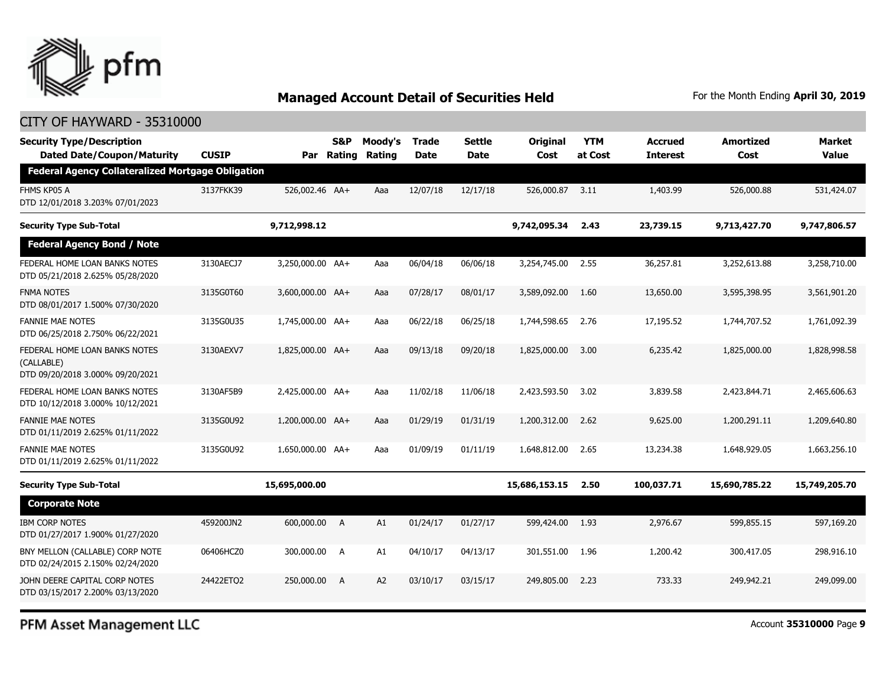## Managed Account Detail of Securities Held

For the Month Ending **April 30, 2019**

CITY OF HAYWARD - 35310000

| Security Type/Description<br>Dated Date/Coupon/Maturity | CUSIP | Par | S&P Rating | Moody's Rating | Trade Date | Settle Date | Original Cost | YTM at Cost | Accrued Interest | Amortized Cost | Market Value |
|---|---|---|---|---|---|---|---|---|---|---|---|
| **Federal Agency Collateralized Mortgage Obligation** | | | | | | | | | | | |
| FHMS KP05 A<br>DTD 12/01/2018 3.203% 07/01/2023 | 3137FKK39 | 526,002.46 | AA+ | Aaa | 12/07/18 | 12/17/18 | 526,000.87 | 3.11 | 1,403.99 | 526,000.88 | 531,424.07 |
| **Security Type Sub-Total** | | **9,712,998.12** | | | | | **9,742,095.34** | **2.43** | **23,739.15** | **9,713,427.70** | **9,747,806.57** |
| **Federal Agency Bond / Note** | | | | | | | | | | | |
| FEDERAL HOME LOAN BANKS NOTES<br>DTD 05/21/2018 2.625% 05/28/2020 | 3130AECJ7 | 3,250,000.00 | AA+ | Aaa | 06/04/18 | 06/06/18 | 3,254,745.00 | 2.55 | 36,257.81 | 3,252,613.88 | 3,258,710.00 |
| FNMA NOTES<br>DTD 08/01/2017 1.500% 07/30/2020 | 3135G0T60 | 3,600,000.00 | AA+ | Aaa | 07/28/17 | 08/01/17 | 3,589,092.00 | 1.60 | 13,650.00 | 3,595,398.95 | 3,561,901.20 |
| FANNIE MAE NOTES<br>DTD 06/25/2018 2.750% 06/22/2021 | 3135G0U35 | 1,745,000.00 | AA+ | Aaa | 06/22/18 | 06/25/18 | 1,744,598.65 | 2.76 | 17,195.52 | 1,744,707.52 | 1,761,092.39 |
| FEDERAL HOME LOAN BANKS NOTES (CALLABLE)<br>DTD 09/20/2018 3.000% 09/20/2021 | 3130AEXV7 | 1,825,000.00 | AA+ | Aaa | 09/13/18 | 09/20/18 | 1,825,000.00 | 3.00 | 6,235.42 | 1,825,000.00 | 1,828,998.58 |
| FEDERAL HOME LOAN BANKS NOTES<br>DTD 10/12/2018 3.000% 10/12/2021 | 3130AF5B9 | 2,425,000.00 | AA+ | Aaa | 11/02/18 | 11/06/18 | 2,423,593.50 | 3.02 | 3,839.58 | 2,423,844.71 | 2,465,606.63 |
| FANNIE MAE NOTES<br>DTD 01/11/2019 2.625% 01/11/2022 | 3135G0U92 | 1,200,000.00 | AA+ | Aaa | 01/29/19 | 01/31/19 | 1,200,312.00 | 2.62 | 9,625.00 | 1,200,291.11 | 1,209,640.80 |
| FANNIE MAE NOTES<br>DTD 01/11/2019 2.625% 01/11/2022 | 3135G0U92 | 1,650,000.00 | AA+ | Aaa | 01/09/19 | 01/11/19 | 1,648,812.00 | 2.65 | 13,234.38 | 1,648,929.05 | 1,663,256.10 |
| **Security Type Sub-Total** | | **15,695,000.00** | | | | | **15,686,153.15** | **2.50** | **100,037.71** | **15,690,785.22** | **15,749,205.70** |
| **Corporate Note** | | | | | | | | | | | |
| IBM CORP NOTES<br>DTD 01/27/2017 1.900% 01/27/2020 | 459200JN2 | 600,000.00 | A | A1 | 01/24/17 | 01/27/17 | 599,424.00 | 1.93 | 2,976.67 | 599,855.15 | 597,169.20 |
| BNY MELLON (CALLABLE) CORP NOTE<br>DTD 02/24/2015 2.150% 02/24/2020 | 06406HCZ0 | 300,000.00 | A | A1 | 04/10/17 | 04/13/17 | 301,551.00 | 1.96 | 1,200.42 | 300,417.05 | 298,916.10 |
| JOHN DEERE CAPITAL CORP NOTES<br>DTD 03/15/2017 2.200% 03/13/2020 | 24422ETQ2 | 250,000.00 | A | A2 | 03/10/17 | 03/15/17 | 249,805.00 | 2.23 | 733.33 | 249,942.21 | 249,099.00 |

PFM Asset Management LLC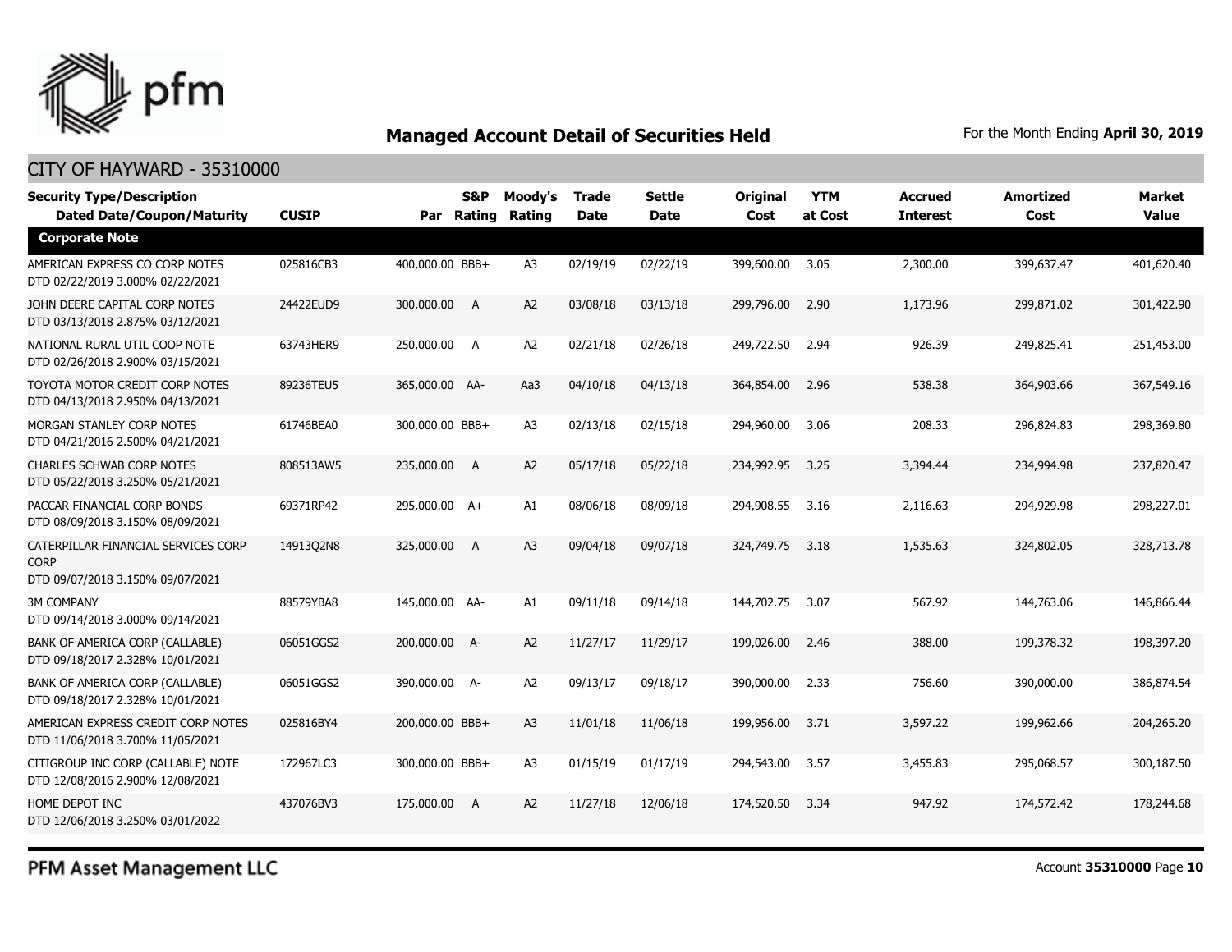## Managed Account Detail of Securities Held

For the Month Ending **April 30, 2019**

CITY OF HAYWARD - 35310000

| Security Type/Description Dated Date/Coupon/Maturity | CUSIP | Par | S&P Rating | Moody's Rating | Trade Date | Settle Date | Original Cost | YTM at Cost | Accrued Interest | Amortized Cost | Market Value |
|---|---|---|---|---|---|---|---|---|---|---|---|
| **Corporate Note** | | | | | | | | | | | |
| AMERICAN EXPRESS CO CORP NOTES DTD 02/22/2019 3.000% 02/22/2021 | 025816CB3 | 400,000.00 | BBB+ | A3 | 02/19/19 | 02/22/19 | 399,600.00 | 3.05 | 2,300.00 | 399,637.47 | 401,620.40 |
| JOHN DEERE CAPITAL CORP NOTES DTD 03/13/2018 2.875% 03/12/2021 | 24422EUD9 | 300,000.00 | A | A2 | 03/08/18 | 03/13/18 | 299,796.00 | 2.90 | 1,173.96 | 299,871.02 | 301,422.90 |
| NATIONAL RURAL UTIL COOP NOTE DTD 02/26/2018 2.900% 03/15/2021 | 63743HER9 | 250,000.00 | A | A2 | 02/21/18 | 02/26/18 | 249,722.50 | 2.94 | 926.39 | 249,825.41 | 251,453.00 |
| TOYOTA MOTOR CREDIT CORP NOTES DTD 04/13/2018 2.950% 04/13/2021 | 89236TEU5 | 365,000.00 | AA- | Aa3 | 04/10/18 | 04/13/18 | 364,854.00 | 2.96 | 538.38 | 364,903.66 | 367,549.16 |
| MORGAN STANLEY CORP NOTES DTD 04/21/2016 2.500% 04/21/2021 | 61746BEA0 | 300,000.00 | BBB+ | A3 | 02/13/18 | 02/15/18 | 294,960.00 | 3.06 | 208.33 | 296,824.83 | 298,369.80 |
| CHARLES SCHWAB CORP NOTES DTD 05/22/2018 3.250% 05/21/2021 | 808513AW5 | 235,000.00 | A | A2 | 05/17/18 | 05/22/18 | 234,992.95 | 3.25 | 3,394.44 | 234,994.98 | 237,820.47 |
| PACCAR FINANCIAL CORP BONDS DTD 08/09/2018 3.150% 08/09/2021 | 69371RP42 | 295,000.00 | A+ | A1 | 08/06/18 | 08/09/18 | 294,908.55 | 3.16 | 2,116.63 | 294,929.98 | 298,227.01 |
| CATERPILLAR FINANCIAL SERVICES CORP CORP DTD 09/07/2018 3.150% 09/07/2021 | 14913Q2N8 | 325,000.00 | A | A3 | 09/04/18 | 09/07/18 | 324,749.75 | 3.18 | 1,535.63 | 324,802.05 | 328,713.78 |
| 3M COMPANY DTD 09/14/2018 3.000% 09/14/2021 | 88579YBA8 | 145,000.00 | AA- | A1 | 09/11/18 | 09/14/18 | 144,702.75 | 3.07 | 567.92 | 144,763.06 | 146,866.44 |
| BANK OF AMERICA CORP (CALLABLE) DTD 09/18/2017 2.328% 10/01/2021 | 06051GGS2 | 200,000.00 | A- | A2 | 11/27/17 | 11/29/17 | 199,026.00 | 2.46 | 388.00 | 199,378.32 | 198,397.20 |
| BANK OF AMERICA CORP (CALLABLE) DTD 09/18/2017 2.328% 10/01/2021 | 06051GGS2 | 390,000.00 | A- | A2 | 09/13/17 | 09/18/17 | 390,000.00 | 2.33 | 756.60 | 390,000.00 | 386,874.54 |
| AMERICAN EXPRESS CREDIT CORP NOTES DTD 11/06/2018 3.700% 11/05/2021 | 025816BY4 | 200,000.00 | BBB+ | A3 | 11/01/18 | 11/06/18 | 199,956.00 | 3.71 | 3,597.22 | 199,962.66 | 204,265.20 |
| CITIGROUP INC CORP (CALLABLE) NOTE DTD 12/08/2016 2.900% 12/08/2021 | 172967LC3 | 300,000.00 | BBB+ | A3 | 01/15/19 | 01/17/19 | 294,543.00 | 3.57 | 3,455.83 | 295,068.57 | 300,187.50 |
| HOME DEPOT INC DTD 12/06/2018 3.250% 03/01/2022 | 437076BV3 | 175,000.00 | A | A2 | 11/27/18 | 12/06/18 | 174,520.50 | 3.34 | 947.92 | 174,572.42 | 178,244.68 |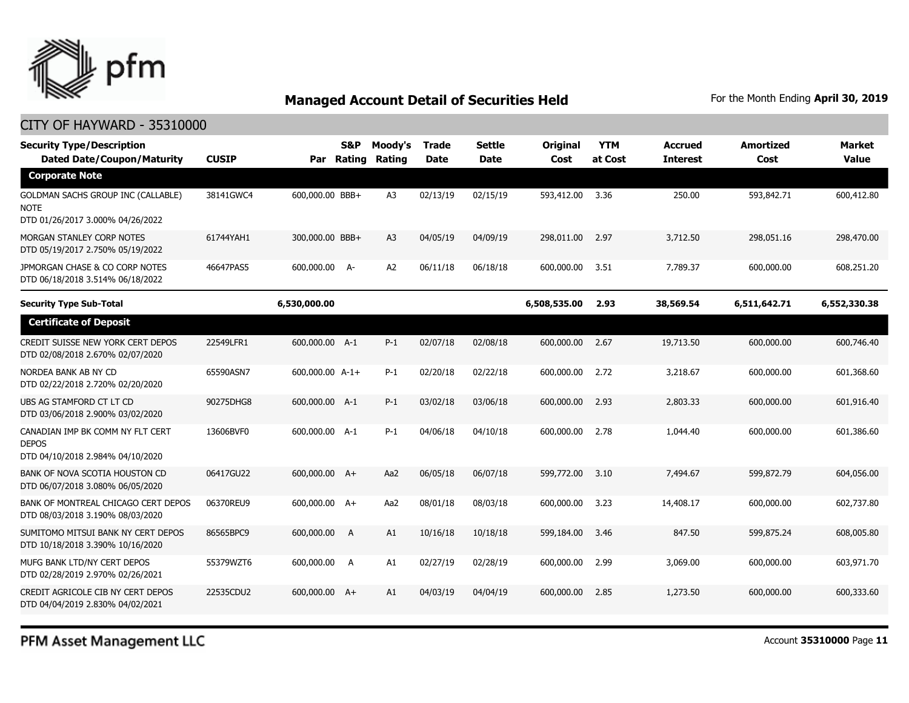# Managed Account Detail of Securities Held

For the Month Ending **April 30, 2019**

## CITY OF HAYWARD - 35310000

| Security Type/Description<br>Dated Date/Coupon/Maturity | CUSIP | Par | S&P Rating | Moody's Rating | Trade Date | Settle Date | Original Cost | YTM at Cost | Accrued Interest | Amortized Cost | Market Value |
|---|---|---|---|---|---|---|---|---|---|---|---|
| **Corporate Note** | | | | | | | | | | | |
| GOLDMAN SACHS GROUP INC (CALLABLE) NOTE<br>DTD 01/26/2017 3.000% 04/26/2022 | 38141GWC4 | 600,000.00 | BBB+ | A3 | 02/13/19 | 02/15/19 | 593,412.00 | 3.36 | 250.00 | 593,842.71 | 600,412.80 |
| MORGAN STANLEY CORP NOTES<br>DTD 05/19/2017 2.750% 05/19/2022 | 61744YAH1 | 300,000.00 | BBB+ | A3 | 04/05/19 | 04/09/19 | 298,011.00 | 2.97 | 3,712.50 | 298,051.16 | 298,470.00 |
| JPMORGAN CHASE & CO CORP NOTES<br>DTD 06/18/2018 3.514% 06/18/2022 | 46647PAS5 | 600,000.00 | A- | A2 | 06/11/18 | 06/18/18 | 600,000.00 | 3.51 | 7,789.37 | 600,000.00 | 608,251.20 |
| **Security Type Sub-Total** | | **6,530,000.00** | | | | | **6,508,535.00** | **2.93** | **38,569.54** | **6,511,642.71** | **6,552,330.38** |
| **Certificate of Deposit** | | | | | | | | | | | |
| CREDIT SUISSE NEW YORK CERT DEPOS<br>DTD 02/08/2018 2.670% 02/07/2020 | 22549LFR1 | 600,000.00 | A-1 | P-1 | 02/07/18 | 02/08/18 | 600,000.00 | 2.67 | 19,713.50 | 600,000.00 | 600,746.40 |
| NORDEA BANK AB NY CD<br>DTD 02/22/2018 2.720% 02/20/2020 | 65590ASN7 | 600,000.00 | A-1+ | P-1 | 02/20/18 | 02/22/18 | 600,000.00 | 2.72 | 3,218.67 | 600,000.00 | 601,368.60 |
| UBS AG STAMFORD CT LT CD<br>DTD 03/06/2018 2.900% 03/02/2020 | 90275DHG8 | 600,000.00 | A-1 | P-1 | 03/02/18 | 03/06/18 | 600,000.00 | 2.93 | 2,803.33 | 600,000.00 | 601,916.40 |
| CANADIAN IMP BK COMM NY FLT CERT DEPOS<br>DTD 04/10/2018 2.984% 04/10/2020 | 13606BVF0 | 600,000.00 | A-1 | P-1 | 04/06/18 | 04/10/18 | 600,000.00 | 2.78 | 1,044.40 | 600,000.00 | 601,386.60 |
| BANK OF NOVA SCOTIA HOUSTON CD<br>DTD 06/07/2018 3.080% 06/05/2020 | 06417GU22 | 600,000.00 | A+ | Aa2 | 06/05/18 | 06/07/18 | 599,772.00 | 3.10 | 7,494.67 | 599,872.79 | 604,056.00 |
| BANK OF MONTREAL CHICAGO CERT DEPOS<br>DTD 08/03/2018 3.190% 08/03/2020 | 06370REU9 | 600,000.00 | A+ | Aa2 | 08/01/18 | 08/03/18 | 600,000.00 | 3.23 | 14,408.17 | 600,000.00 | 602,737.80 |
| SUMITOMO MITSUI BANK NY CERT DEPOS<br>DTD 10/18/2018 3.390% 10/16/2020 | 86565BPC9 | 600,000.00 | A | A1 | 10/16/18 | 10/18/18 | 599,184.00 | 3.46 | 847.50 | 599,875.24 | 608,005.80 |
| MUFG BANK LTD/NY CERT DEPOS<br>DTD 02/28/2019 2.970% 02/26/2021 | 55379WZT6 | 600,000.00 | A | A1 | 02/27/19 | 02/28/19 | 600,000.00 | 2.99 | 3,069.00 | 600,000.00 | 603,971.70 |
| CREDIT AGRICOLE CIB NY CERT DEPOS<br>DTD 04/04/2019 2.830% 04/02/2021 | 22535CDU2 | 600,000.00 | A+ | A1 | 04/03/19 | 04/04/19 | 600,000.00 | 2.85 | 1,273.50 | 600,000.00 | 600,333.60 |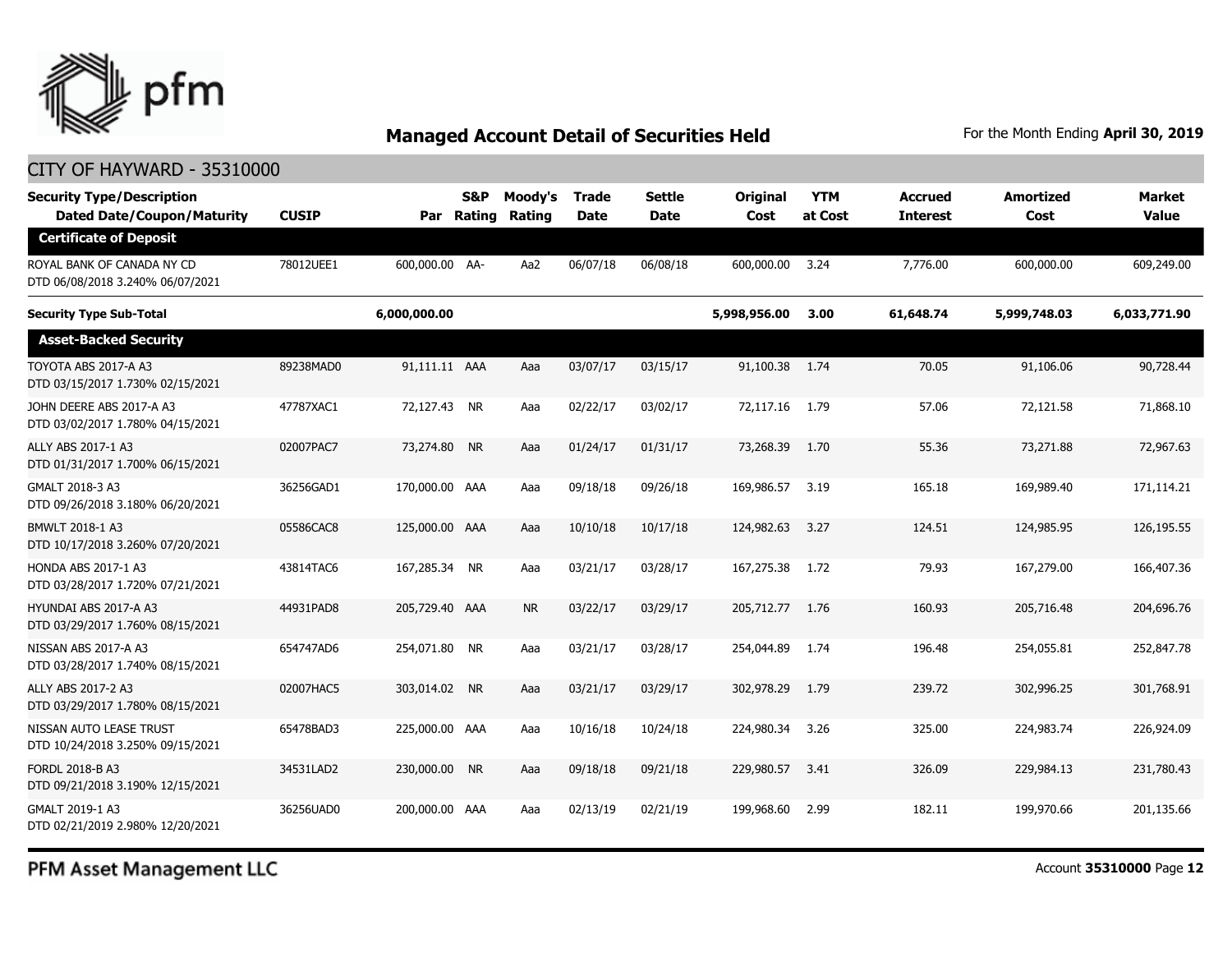# Managed Account Detail of Securities Held

For the Month Ending **April 30, 2019**

CITY OF HAYWARD - 35310000

| Security Type/Description Dated Date/Coupon/Maturity | CUSIP | Par | S&P Rating | Moody's Rating | Trade Date | Settle Date | Original Cost | YTM at Cost | Accrued Interest | Amortized Cost | Market Value |
|---|---|---|---|---|---|---|---|---|---|---|---|
| **Certificate of Deposit** | | | | | | | | | | | |
| ROYAL BANK OF CANADA NY CD DTD 06/08/2018 3.240% 06/07/2021 | 78012UEE1 | 600,000.00 | AA- | Aa2 | 06/07/18 | 06/08/18 | 600,000.00 | 3.24 | 7,776.00 | 600,000.00 | 609,249.00 |
| **Security Type Sub-Total** | | **6,000,000.00** | | | | | **5,998,956.00** | **3.00** | **61,648.74** | **5,999,748.03** | **6,033,771.90** |
| **Asset-Backed Security** | | | | | | | | | | | |
| TOYOTA ABS 2017-A A3 DTD 03/15/2017 1.730% 02/15/2021 | 89238MAD0 | 91,111.11 | AAA | Aaa | 03/07/17 | 03/15/17 | 91,100.38 | 1.74 | 70.05 | 91,106.06 | 90,728.44 |
| JOHN DEERE ABS 2017-A A3 DTD 03/02/2017 1.780% 04/15/2021 | 47787XAC1 | 72,127.43 | NR | Aaa | 02/22/17 | 03/02/17 | 72,117.16 | 1.79 | 57.06 | 72,121.58 | 71,868.10 |
| ALLY ABS 2017-1 A3 DTD 01/31/2017 1.700% 06/15/2021 | 02007PAC7 | 73,274.80 | NR | Aaa | 01/24/17 | 01/31/17 | 73,268.39 | 1.70 | 55.36 | 73,271.88 | 72,967.63 |
| GMALT 2018-3 A3 DTD 09/26/2018 3.180% 06/20/2021 | 36256GAD1 | 170,000.00 | AAA | Aaa | 09/18/18 | 09/26/18 | 169,986.57 | 3.19 | 165.18 | 169,989.40 | 171,114.21 |
| BMWLT 2018-1 A3 DTD 10/17/2018 3.260% 07/20/2021 | 05586CAC8 | 125,000.00 | AAA | Aaa | 10/10/18 | 10/17/18 | 124,982.63 | 3.27 | 124.51 | 124,985.95 | 126,195.55 |
| HONDA ABS 2017-1 A3 DTD 03/28/2017 1.720% 07/21/2021 | 43814TAC6 | 167,285.34 | NR | Aaa | 03/21/17 | 03/28/17 | 167,275.38 | 1.72 | 79.93 | 167,279.00 | 166,407.36 |
| HYUNDAI ABS 2017-A A3 DTD 03/29/2017 1.760% 08/15/2021 | 44931PAD8 | 205,729.40 | AAA | NR | 03/22/17 | 03/29/17 | 205,712.77 | 1.76 | 160.93 | 205,716.48 | 204,696.76 |
| NISSAN ABS 2017-A A3 DTD 03/28/2017 1.740% 08/15/2021 | 654747AD6 | 254,071.80 | NR | Aaa | 03/21/17 | 03/28/17 | 254,044.89 | 1.74 | 196.48 | 254,055.81 | 252,847.78 |
| ALLY ABS 2017-2 A3 DTD 03/29/2017 1.780% 08/15/2021 | 02007HAC5 | 303,014.02 | NR | Aaa | 03/21/17 | 03/29/17 | 302,978.29 | 1.79 | 239.72 | 302,996.25 | 301,768.91 |
| NISSAN AUTO LEASE TRUST DTD 10/24/2018 3.250% 09/15/2021 | 65478BAD3 | 225,000.00 | AAA | Aaa | 10/16/18 | 10/24/18 | 224,980.34 | 3.26 | 325.00 | 224,983.74 | 226,924.09 |
| FORDL 2018-B A3 DTD 09/21/2018 3.190% 12/15/2021 | 34531LAD2 | 230,000.00 | NR | Aaa | 09/18/18 | 09/21/18 | 229,980.57 | 3.41 | 326.09 | 229,984.13 | 231,780.43 |
| GMALT 2019-1 A3 DTD 02/21/2019 2.980% 12/20/2021 | 36256UAD0 | 200,000.00 | AAA | Aaa | 02/13/19 | 02/21/19 | 199,968.60 | 2.99 | 182.11 | 199,970.66 | 201,135.66 |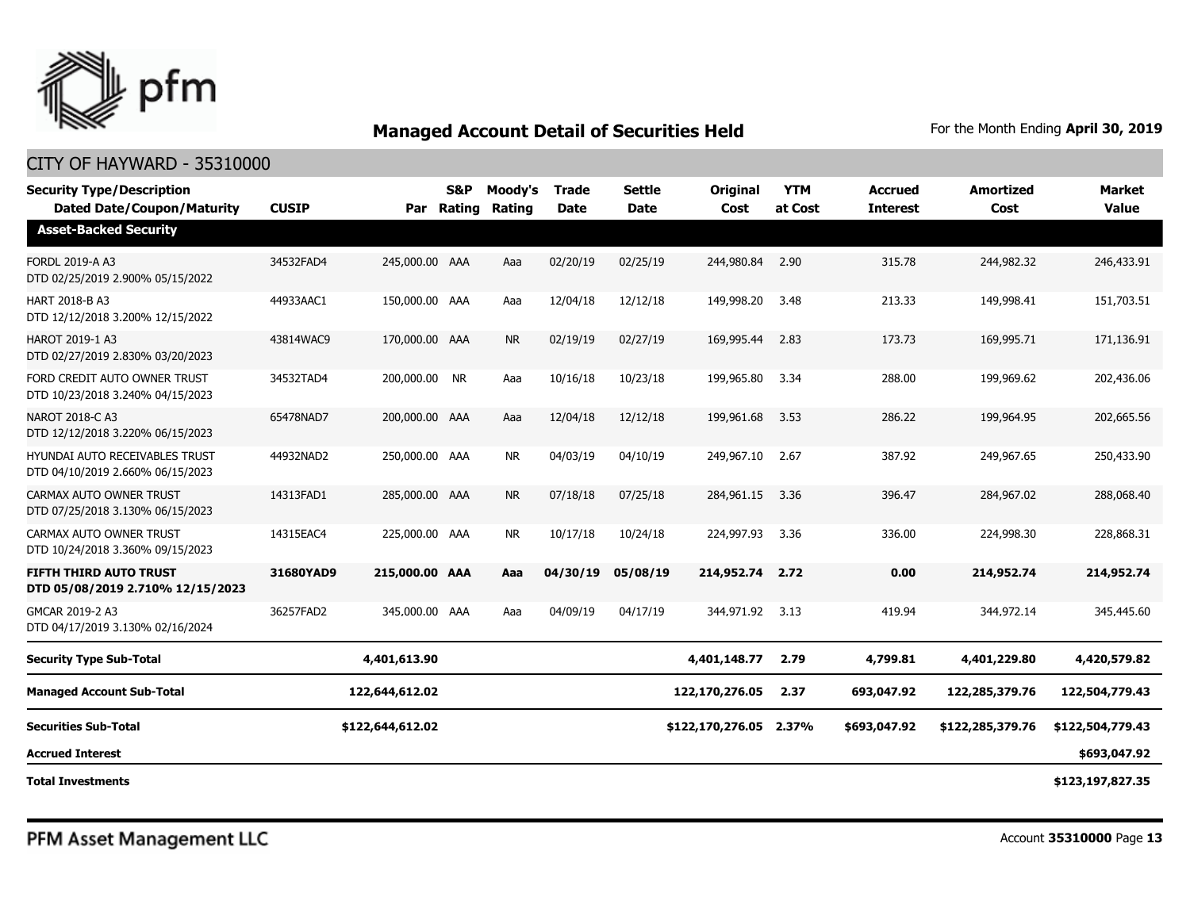## Managed Account Detail of Securities Held

For the Month Ending **April 30, 2019**

CITY OF HAYWARD - 35310000

| Security Type/Description Dated Date/Coupon/Maturity | CUSIP | Par | S&P Rating | Moody's Rating | Trade Date | Settle Date | Original Cost | YTM at Cost | Accrued Interest | Amortized Cost | Market Value |
|---|---|---|---|---|---|---|---|---|---|---|---|
| **Asset-Backed Security** | | | | | | | | | | | |
| FORDL 2019-A A3 DTD 02/25/2019 2.900% 05/15/2022 | 34532FAD4 | 245,000.00 | AAA | Aaa | 02/20/19 | 02/25/19 | 244,980.84 | 2.90 | 315.78 | 244,982.32 | 246,433.91 |
| HART 2018-B A3 DTD 12/12/2018 3.200% 12/15/2022 | 44933AAC1 | 150,000.00 | AAA | Aaa | 12/04/18 | 12/12/18 | 149,998.20 | 3.48 | 213.33 | 149,998.41 | 151,703.51 |
| HAROT 2019-1 A3 DTD 02/27/2019 2.830% 03/20/2023 | 43814WAC9 | 170,000.00 | AAA | NR | 02/19/19 | 02/27/19 | 169,995.44 | 2.83 | 173.73 | 169,995.71 | 171,136.91 |
| FORD CREDIT AUTO OWNER TRUST DTD 10/23/2018 3.240% 04/15/2023 | 34532TAD4 | 200,000.00 | NR | Aaa | 10/16/18 | 10/23/18 | 199,965.80 | 3.34 | 288.00 | 199,969.62 | 202,436.06 |
| NAROT 2018-C A3 DTD 12/12/2018 3.220% 06/15/2023 | 65478NAD7 | 200,000.00 | AAA | Aaa | 12/04/18 | 12/12/18 | 199,961.68 | 3.53 | 286.22 | 199,964.95 | 202,665.56 |
| HYUNDAI AUTO RECEIVABLES TRUST DTD 04/10/2019 2.660% 06/15/2023 | 44932NAD2 | 250,000.00 | AAA | NR | 04/03/19 | 04/10/19 | 249,967.10 | 2.67 | 387.92 | 249,967.65 | 250,433.90 |
| CARMAX AUTO OWNER TRUST DTD 07/25/2018 3.130% 06/15/2023 | 14313FAD1 | 285,000.00 | AAA | NR | 07/18/18 | 07/25/18 | 284,961.15 | 3.36 | 396.47 | 284,967.02 | 288,068.40 |
| CARMAX AUTO OWNER TRUST DTD 10/24/2018 3.360% 09/15/2023 | 14315EAC4 | 225,000.00 | AAA | NR | 10/17/18 | 10/24/18 | 224,997.93 | 3.36 | 336.00 | 224,998.30 | 228,868.31 |
| **FIFTH THIRD AUTO TRUST DTD 05/08/2019 2.710% 12/15/2023** | **31680YAD9** | **215,000.00** | **AAA** | **Aaa** | **04/30/19** | **05/08/19** | **214,952.74** | **2.72** | **0.00** | **214,952.74** | **214,952.74** |
| GMCAR 2019-2 A3 DTD 04/17/2019 3.130% 02/16/2024 | 36257FAD2 | 345,000.00 | AAA | Aaa | 04/09/19 | 04/17/19 | 344,971.92 | 3.13 | 419.94 | 344,972.14 | 345,445.60 |
| **Security Type Sub-Total** | | **4,401,613.90** | | | | | **4,401,148.77** | **2.79** | **4,799.81** | **4,401,229.80** | **4,420,579.82** |
| **Managed Account Sub-Total** | | **122,644,612.02** | | | | | **122,170,276.05** | **2.37** | **693,047.92** | **122,285,379.76** | **122,504,779.43** |
| **Securities Sub-Total** | | **$122,644,612.02** | | | | | **$122,170,276.05** | **2.37%** | **$693,047.92** | **$122,285,379.76** | **$122,504,779.43** |
| **Accrued Interest** | | | | | | | | | | | **$693,047.92** |
| **Total Investments** | | | | | | | | | | | **$123,197,827.35** |

PFM Asset Management LLC

Account **35310000**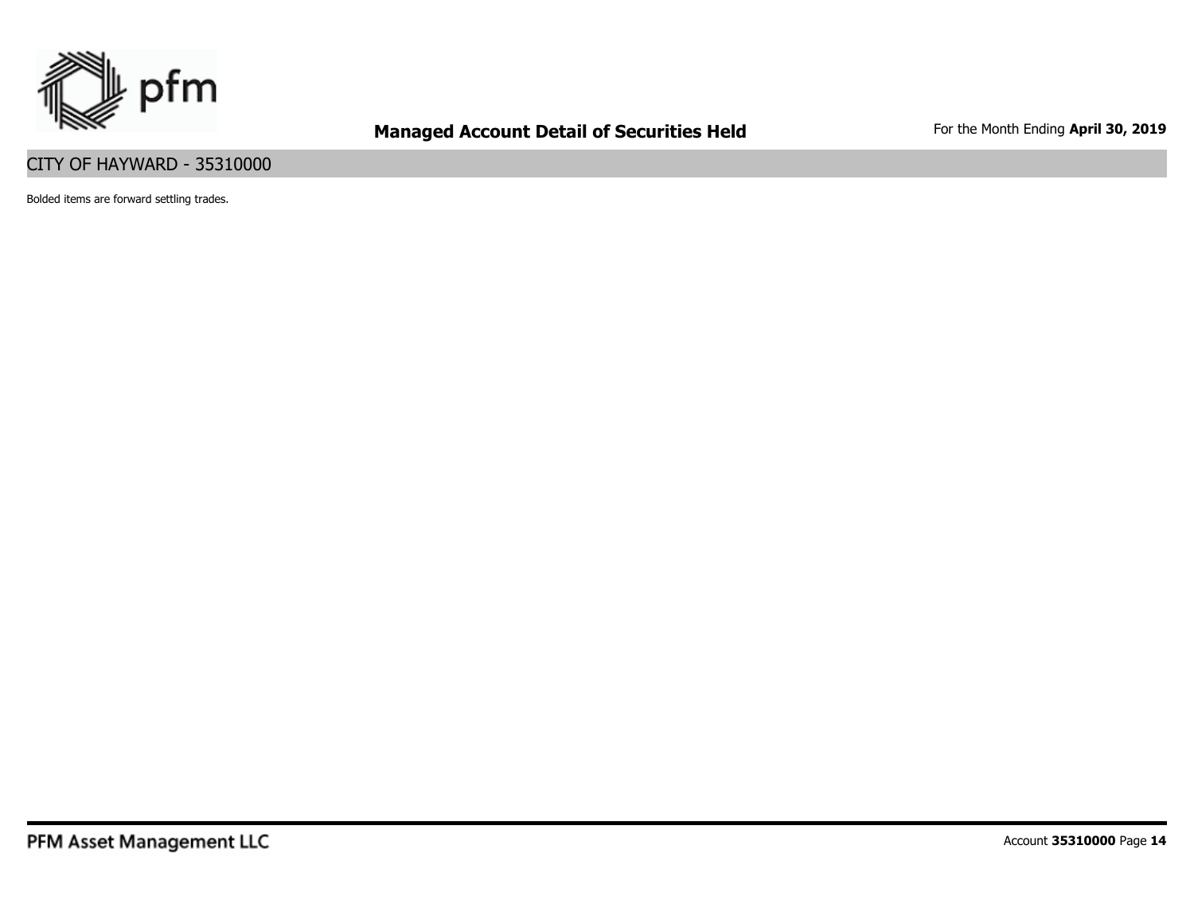Bolded items are forward settling trades.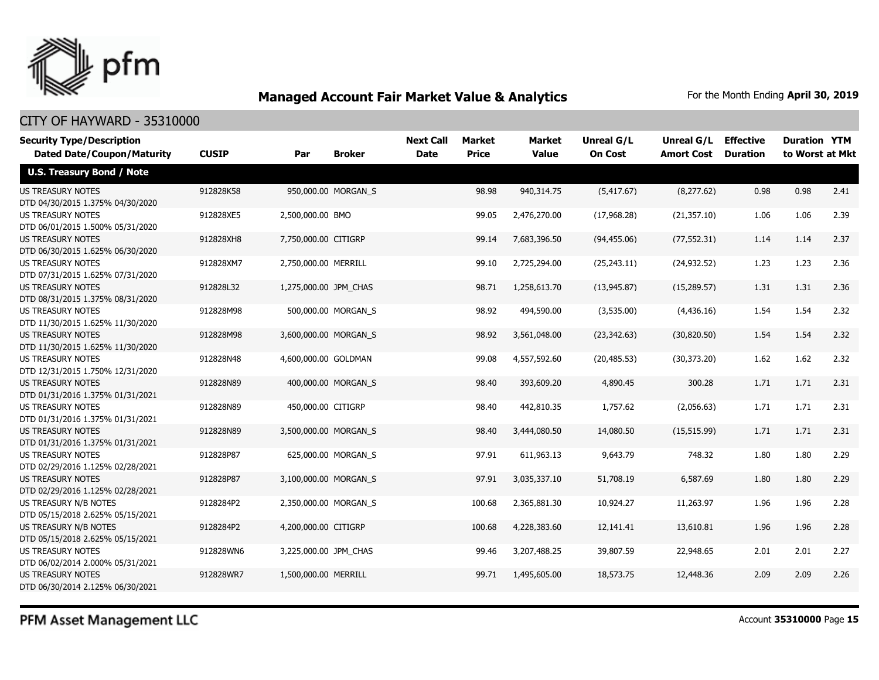# Managed Account Fair Market Value & Analytics

For the Month Ending **April 30, 2019**

## CITY OF HAYWARD - 35310000

| Security Type/Description Dated Date/Coupon/Maturity | CUSIP | Par | Broker | Next Call Date | Market Price | Market Value | Unreal G/L On Cost | Unreal G/L Amort Cost | Effective Duration | Duration to Worst | YTM at Mkt |
|---|---|---|---|---|---|---|---|---|---|---|---|
| **U.S. Treasury Bond / Note** | | | | | | | | | | | |
| US TREASURY NOTES DTD 04/30/2015 1.375% 04/30/2020 | 912828K58 | 950,000.00 | MORGAN_S | | 98.98 | 940,314.75 | (5,417.67) | (8,277.62) | 0.98 | 0.98 | 2.41 |
| US TREASURY NOTES DTD 06/01/2015 1.500% 05/31/2020 | 912828XE5 | 2,500,000.00 | BMO | | 99.05 | 2,476,270.00 | (17,968.28) | (21,357.10) | 1.06 | 1.06 | 2.39 |
| US TREASURY NOTES DTD 06/30/2015 1.625% 06/30/2020 | 912828XH8 | 7,750,000.00 | CITIGRP | | 99.14 | 7,683,396.50 | (94,455.06) | (77,552.31) | 1.14 | 1.14 | 2.37 |
| US TREASURY NOTES DTD 07/31/2015 1.625% 07/31/2020 | 912828XM7 | 2,750,000.00 | MERRILL | | 99.10 | 2,725,294.00 | (25,243.11) | (24,932.52) | 1.23 | 1.23 | 2.36 |
| US TREASURY NOTES DTD 08/31/2015 1.375% 08/31/2020 | 912828L32 | 1,275,000.00 | JPM_CHAS | | 98.71 | 1,258,613.70 | (13,945.87) | (15,289.57) | 1.31 | 1.31 | 2.36 |
| US TREASURY NOTES DTD 11/30/2015 1.625% 11/30/2020 | 912828M98 | 500,000.00 | MORGAN_S | | 98.92 | 494,590.00 | (3,535.00) | (4,436.16) | 1.54 | 1.54 | 2.32 |
| US TREASURY NOTES DTD 11/30/2015 1.625% 11/30/2020 | 912828M98 | 3,600,000.00 | MORGAN_S | | 98.92 | 3,561,048.00 | (23,342.63) | (30,820.50) | 1.54 | 1.54 | 2.32 |
| US TREASURY NOTES DTD 12/31/2015 1.750% 12/31/2020 | 912828N48 | 4,600,000.00 | GOLDMAN | | 99.08 | 4,557,592.60 | (20,485.53) | (30,373.20) | 1.62 | 1.62 | 2.32 |
| US TREASURY NOTES DTD 01/31/2016 1.375% 01/31/2021 | 912828N89 | 400,000.00 | MORGAN_S | | 98.40 | 393,609.20 | 4,890.45 | 300.28 | 1.71 | 1.71 | 2.31 |
| US TREASURY NOTES DTD 01/31/2016 1.375% 01/31/2021 | 912828N89 | 450,000.00 | CITIGRP | | 98.40 | 442,810.35 | 1,757.62 | (2,056.63) | 1.71 | 1.71 | 2.31 |
| US TREASURY NOTES DTD 01/31/2016 1.375% 01/31/2021 | 912828N89 | 3,500,000.00 | MORGAN_S | | 98.40 | 3,444,080.50 | 14,080.50 | (15,515.99) | 1.71 | 1.71 | 2.31 |
| US TREASURY NOTES DTD 02/29/2016 1.125% 02/28/2021 | 912828P87 | 625,000.00 | MORGAN_S | | 97.91 | 611,963.13 | 9,643.79 | 748.32 | 1.80 | 1.80 | 2.29 |
| US TREASURY NOTES DTD 02/29/2016 1.125% 02/28/2021 | 912828P87 | 3,100,000.00 | MORGAN_S | | 97.91 | 3,035,337.10 | 51,708.19 | 6,587.69 | 1.80 | 1.80 | 2.29 |
| US TREASURY N/B NOTES DTD 05/15/2018 2.625% 05/15/2021 | 9128284P2 | 2,350,000.00 | MORGAN_S | | 100.68 | 2,365,881.30 | 10,924.27 | 11,263.97 | 1.96 | 1.96 | 2.28 |
| US TREASURY N/B NOTES DTD 05/15/2018 2.625% 05/15/2021 | 9128284P2 | 4,200,000.00 | CITIGRP | | 100.68 | 4,228,383.60 | 12,141.41 | 13,610.81 | 1.96 | 1.96 | 2.28 |
| US TREASURY NOTES DTD 06/02/2014 2.000% 05/31/2021 | 912828WN6 | 3,225,000.00 | JPM_CHAS | | 99.46 | 3,207,488.25 | 39,807.59 | 22,948.65 | 2.01 | 2.01 | 2.27 |
| US TREASURY NOTES DTD 06/30/2014 2.125% 06/30/2021 | 912828WR7 | 1,500,000.00 | MERRILL | | 99.71 | 1,495,605.00 | 18,573.75 | 12,448.36 | 2.09 | 2.09 | 2.26 |

PFM Asset Management LLC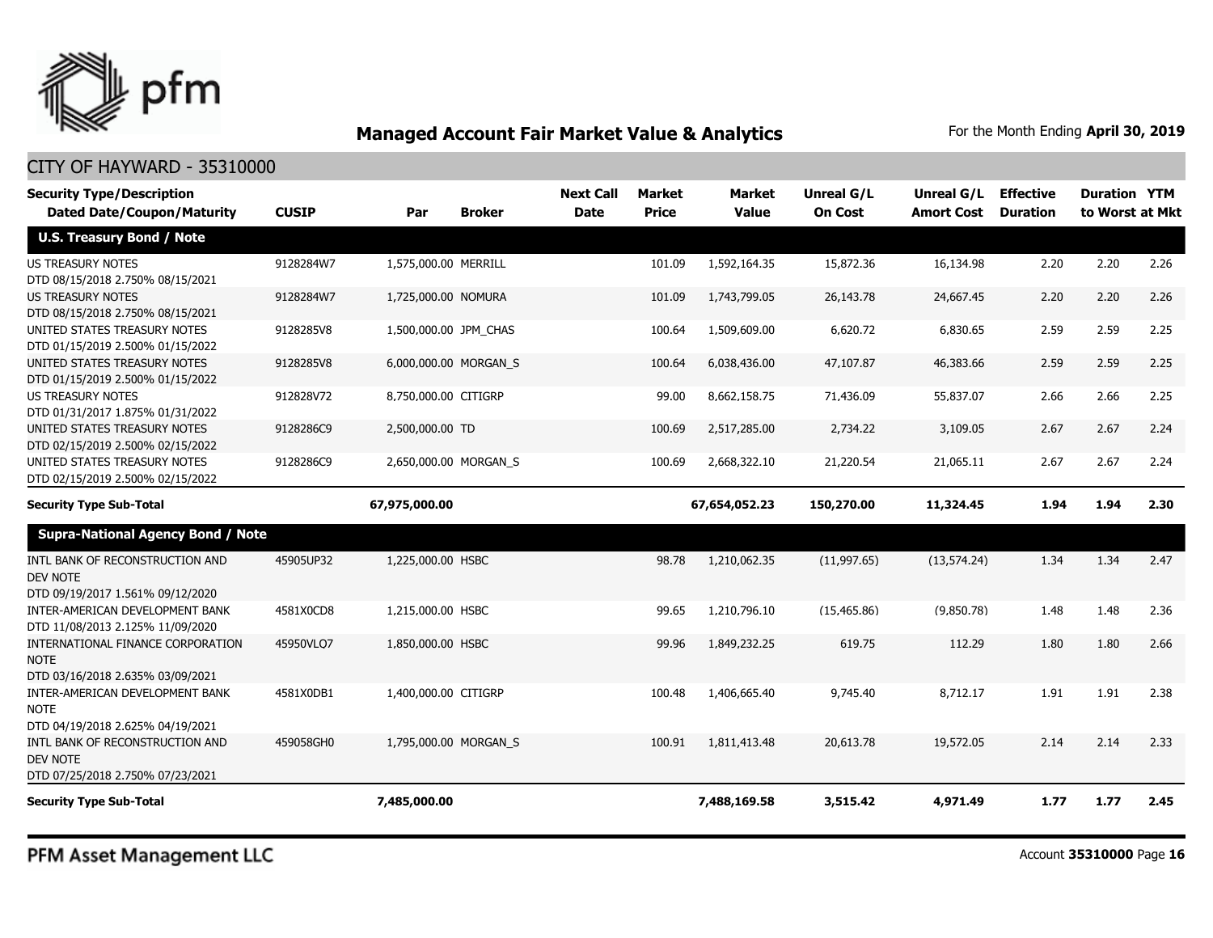## Managed Account Fair Market Value & Analytics

For the Month Ending **April 30, 2019**

CITY OF HAYWARD - 35310000

| Security Type/Description Dated Date/Coupon/Maturity | CUSIP | Par | Broker | Next Call Date | Market Price | Market Value | Unreal G/L On Cost | Unreal G/L Amort Cost | Effective Duration | Duration to Worst | YTM at Mkt |
|---|---|---|---|---|---|---|---|---|---|---|---|
| **U.S. Treasury Bond / Note** | | | | | | | | | | | |
| US TREASURY NOTES DTD 08/15/2018 2.750% 08/15/2021 | 9128284W7 | 1,575,000.00 | MERRILL | | 101.09 | 1,592,164.35 | 15,872.36 | 16,134.98 | 2.20 | 2.20 | 2.26 |
| US TREASURY NOTES DTD 08/15/2018 2.750% 08/15/2021 | 9128284W7 | 1,725,000.00 | NOMURA | | 101.09 | 1,743,799.05 | 26,143.78 | 24,667.45 | 2.20 | 2.20 | 2.26 |
| UNITED STATES TREASURY NOTES DTD 01/15/2019 2.500% 01/15/2022 | 9128285V8 | 1,500,000.00 | JPM_CHAS | | 100.64 | 1,509,609.00 | 6,620.72 | 6,830.65 | 2.59 | 2.59 | 2.25 |
| UNITED STATES TREASURY NOTES DTD 01/15/2019 2.500% 01/15/2022 | 9128285V8 | 6,000,000.00 | MORGAN_S | | 100.64 | 6,038,436.00 | 47,107.87 | 46,383.66 | 2.59 | 2.59 | 2.25 |
| US TREASURY NOTES DTD 01/31/2017 1.875% 01/31/2022 | 912828V72 | 8,750,000.00 | CITIGRP | | 99.00 | 8,662,158.75 | 71,436.09 | 55,837.07 | 2.66 | 2.66 | 2.25 |
| UNITED STATES TREASURY NOTES DTD 02/15/2019 2.500% 02/15/2022 | 9128286C9 | 2,500,000.00 | TD | | 100.69 | 2,517,285.00 | 2,734.22 | 3,109.05 | 2.67 | 2.67 | 2.24 |
| UNITED STATES TREASURY NOTES DTD 02/15/2019 2.500% 02/15/2022 | 9128286C9 | 2,650,000.00 | MORGAN_S | | 100.69 | 2,668,322.10 | 21,220.54 | 21,065.11 | 2.67 | 2.67 | 2.24 |
| **Security Type Sub-Total** | | **67,975,000.00** | | | | **67,654,052.23** | **150,270.00** | **11,324.45** | **1.94** | **1.94** | **2.30** |
| **Supra-National Agency Bond / Note** | | | | | | | | | | | |
| INTL BANK OF RECONSTRUCTION AND DEV NOTE DTD 09/19/2017 1.561% 09/12/2020 | 45905UP32 | 1,225,000.00 | HSBC | | 98.78 | 1,210,062.35 | (11,997.65) | (13,574.24) | 1.34 | 1.34 | 2.47 |
| INTER-AMERICAN DEVELOPMENT BANK DTD 11/08/2013 2.125% 11/09/2020 | 4581X0CD8 | 1,215,000.00 | HSBC | | 99.65 | 1,210,796.10 | (15,465.86) | (9,850.78) | 1.48 | 1.48 | 2.36 |
| INTERNATIONAL FINANCE CORPORATION NOTE DTD 03/16/2018 2.635% 03/09/2021 | 45950VLQ7 | 1,850,000.00 | HSBC | | 99.96 | 1,849,232.25 | 619.75 | 112.29 | 1.80 | 1.80 | 2.66 |
| INTER-AMERICAN DEVELOPMENT BANK NOTE DTD 04/19/2018 2.625% 04/19/2021 | 4581X0DB1 | 1,400,000.00 | CITIGRP | | 100.48 | 1,406,665.40 | 9,745.40 | 8,712.17 | 1.91 | 1.91 | 2.38 |
| INTL BANK OF RECONSTRUCTION AND DEV NOTE DTD 07/25/2018 2.750% 07/23/2021 | 459058GH0 | 1,795,000.00 | MORGAN_S | | 100.91 | 1,811,413.48 | 20,613.78 | 19,572.05 | 2.14 | 2.14 | 2.33 |
| **Security Type Sub-Total** | | **7,485,000.00** | | | | **7,488,169.58** | **3,515.42** | **4,971.49** | **1.77** | **1.77** | **2.45** |

PFM Asset Management LLC

Account **35310000**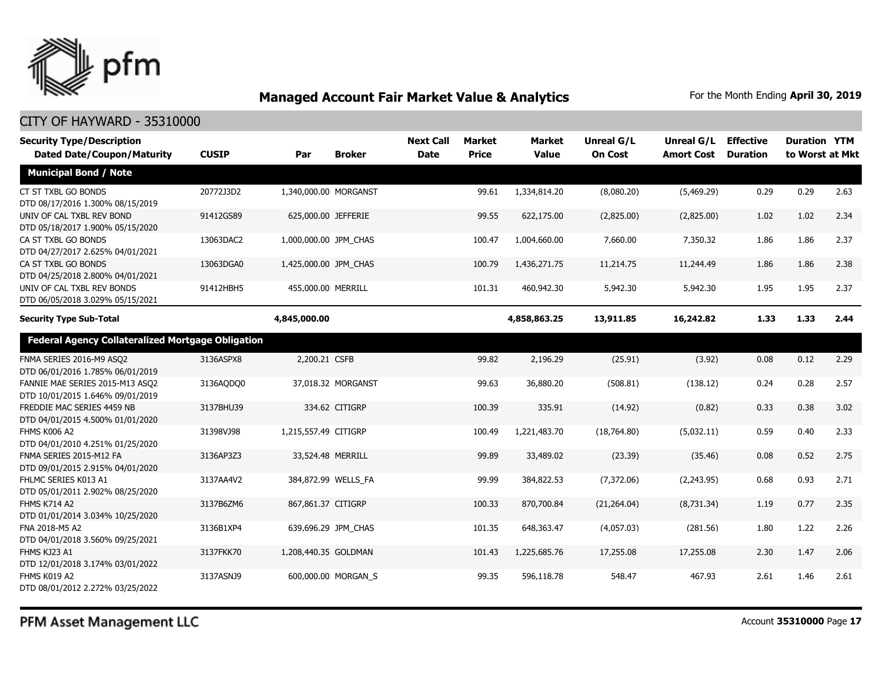## Managed Account Fair Market Value & Analytics

For the Month Ending **April 30, 2019**

CITY OF HAYWARD - 35310000

| Security Type/Description Dated Date/Coupon/Maturity | CUSIP | Par | Broker | Next Call Date | Market Price | Market Value | Unreal G/L On Cost | Unreal G/L Amort Cost | Effective Duration | Duration to Worst | YTM at Mkt |
|---|---|---|---|---|---|---|---|---|---|---|---|
| **Municipal Bond / Note** | | | | | | | | | | | |
| CT ST TXBL GO BONDS DTD 08/17/2016 1.300% 08/15/2019 | 20772J3D2 | 1,340,000.00 | MORGANST | | 99.61 | 1,334,814.20 | (8,080.20) | (5,469.29) | 0.29 | 0.29 | 2.63 |
| UNIV OF CAL TXBL REV BOND DTD 05/18/2017 1.900% 05/15/2020 | 91412GS89 | 625,000.00 | JEFFERIE | | 99.55 | 622,175.00 | (2,825.00) | (2,825.00) | 1.02 | 1.02 | 2.34 |
| CA ST TXBL GO BONDS DTD 04/27/2017 2.625% 04/01/2021 | 13063DAC2 | 1,000,000.00 | JPM_CHAS | | 100.47 | 1,004,660.00 | 7,660.00 | 7,350.32 | 1.86 | 1.86 | 2.37 |
| CA ST TXBL GO BONDS DTD 04/25/2018 2.800% 04/01/2021 | 13063DGA0 | 1,425,000.00 | JPM_CHAS | | 100.79 | 1,436,271.75 | 11,214.75 | 11,244.49 | 1.86 | 1.86 | 2.38 |
| UNIV OF CAL TXBL REV BONDS DTD 06/05/2018 3.029% 05/15/2021 | 91412HBH5 | 455,000.00 | MERRILL | | 101.31 | 460,942.30 | 5,942.30 | 5,942.30 | 1.95 | 1.95 | 2.37 |
| **Security Type Sub-Total** | | **4,845,000.00** | | | | **4,858,863.25** | **13,911.85** | **16,242.82** | **1.33** | **1.33** | **2.44** |
| **Federal Agency Collateralized Mortgage Obligation** | | | | | | | | | | | |
| FNMA SERIES 2016-M9 ASQ2 DTD 06/01/2016 1.785% 06/01/2019 | 3136ASPX8 | 2,200.21 | CSFB | | 99.82 | 2,196.29 | (25.91) | (3.92) | 0.08 | 0.12 | 2.29 |
| FANNIE MAE SERIES 2015-M13 ASQ2 DTD 10/01/2015 1.646% 09/01/2019 | 3136AQDQ0 | 37,018.32 | MORGANST | | 99.63 | 36,880.20 | (508.81) | (138.12) | 0.24 | 0.28 | 2.57 |
| FREDDIE MAC SERIES 4459 NB DTD 04/01/2015 4.500% 01/01/2020 | 3137BHU39 | 334.62 | CITIGRP | | 100.39 | 335.91 | (14.92) | (0.82) | 0.33 | 0.38 | 3.02 |
| FHMS K006 A2 DTD 04/01/2010 4.251% 01/25/2020 | 31398VJ98 | 1,215,557.49 | CITIGRP | | 100.49 | 1,221,483.70 | (18,764.80) | (5,032.11) | 0.59 | 0.40 | 2.33 |
| FNMA SERIES 2015-M12 FA DTD 09/01/2015 2.915% 04/01/2020 | 3136AP3Z3 | 33,524.48 | MERRILL | | 99.89 | 33,489.02 | (23.39) | (35.46) | 0.08 | 0.52 | 2.75 |
| FHLMC SERIES K013 A1 DTD 05/01/2011 2.902% 08/25/2020 | 3137AA4V2 | 384,872.99 | WELLS_FA | | 99.99 | 384,822.53 | (7,372.06) | (2,243.95) | 0.68 | 0.93 | 2.71 |
| FHMS K714 A2 DTD 01/01/2014 3.034% 10/25/2020 | 3137B6ZM6 | 867,861.37 | CITIGRP | | 100.33 | 870,700.84 | (21,264.04) | (8,731.34) | 1.19 | 0.77 | 2.35 |
| FNA 2018-M5 A2 DTD 04/01/2018 3.560% 09/25/2021 | 3136B1XP4 | 639,696.29 | JPM_CHAS | | 101.35 | 648,363.47 | (4,057.03) | (281.56) | 1.80 | 1.22 | 2.26 |
| FHMS KJ23 A1 DTD 12/01/2018 3.174% 03/01/2022 | 3137FKK70 | 1,208,440.35 | GOLDMAN | | 101.43 | 1,225,685.76 | 17,255.08 | 17,255.08 | 2.30 | 1.47 | 2.06 |
| FHMS K019 A2 DTD 08/01/2012 2.272% 03/25/2022 | 3137ASNJ9 | 600,000.00 | MORGAN_S | | 99.35 | 596,118.78 | 548.47 | 467.93 | 2.61 | 1.46 | 2.61 |

PFM Asset Management LLC

Account **35310000** Page **17**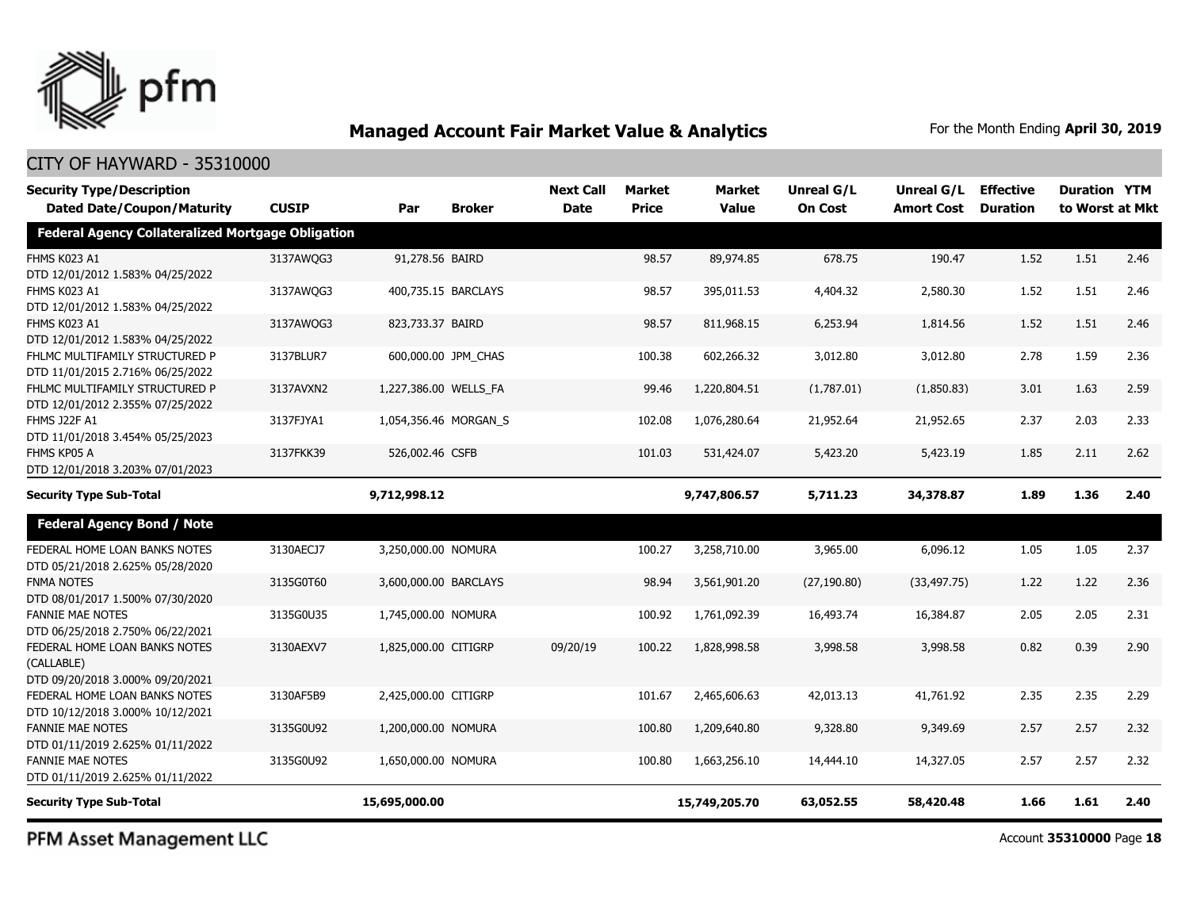## Managed Account Fair Market Value & Analytics

For the Month Ending **April 30, 2019**

CITY OF HAYWARD - 35310000

| Security Type/Description Dated Date/Coupon/Maturity | CUSIP | Par | Broker | Next Call Date | Market Price | Market Value | Unreal G/L On Cost | Unreal G/L Amort Cost | Effective Duration | Duration to Worst | YTM at Mkt |
|---|---|---|---|---|---|---|---|---|---|---|---|
| **Federal Agency Collateralized Mortgage Obligation** | | | | | | | | | | | |
| FHMS K023 A1 DTD 12/01/2012 1.583% 04/25/2022 | 3137AWQG3 | 91,278.56 | BAIRD | | 98.57 | 89,974.85 | 678.75 | 190.47 | 1.52 | 1.51 | 2.46 |
| FHMS K023 A1 DTD 12/01/2012 1.583% 04/25/2022 | 3137AWQG3 | 400,735.15 | BARCLAYS | | 98.57 | 395,011.53 | 4,404.32 | 2,580.30 | 1.52 | 1.51 | 2.46 |
| FHMS K023 A1 DTD 12/01/2012 1.583% 04/25/2022 | 3137AWQG3 | 823,733.37 | BAIRD | | 98.57 | 811,968.15 | 6,253.94 | 1,814.56 | 1.52 | 1.51 | 2.46 |
| FHLMC MULTIFAMILY STRUCTURED P DTD 11/01/2015 2.716% 06/25/2022 | 3137BLUR7 | 600,000.00 | JPM_CHAS | | 100.38 | 602,266.32 | 3,012.80 | 3,012.80 | 2.78 | 1.59 | 2.36 |
| FHLMC MULTIFAMILY STRUCTURED P DTD 12/01/2012 2.355% 07/25/2022 | 3137AVXN2 | 1,227,386.00 | WELLS_FA | | 99.46 | 1,220,804.51 | (1,787.01) | (1,850.83) | 3.01 | 1.63 | 2.59 |
| FHMS J22F A1 DTD 11/01/2018 3.454% 05/25/2023 | 3137FJYA1 | 1,054,356.46 | MORGAN_S | | 102.08 | 1,076,280.64 | 21,952.64 | 21,952.65 | 2.37 | 2.03 | 2.33 |
| FHMS KP05 A DTD 12/01/2018 3.203% 07/01/2023 | 3137FKK39 | 526,002.46 | CSFB | | 101.03 | 531,424.07 | 5,423.20 | 5,423.19 | 1.85 | 2.11 | 2.62 |
| **Security Type Sub-Total** | | **9,712,998.12** | | | | **9,747,806.57** | **5,711.23** | **34,378.87** | **1.89** | **1.36** | **2.40** |
| **Federal Agency Bond / Note** | | | | | | | | | | | |
| FEDERAL HOME LOAN BANKS NOTES DTD 05/21/2018 2.625% 05/28/2020 | 3130AECJ7 | 3,250,000.00 | NOMURA | | 100.27 | 3,258,710.00 | 3,965.00 | 6,096.12 | 1.05 | 1.05 | 2.37 |
| FNMA NOTES DTD 08/01/2017 1.500% 07/30/2020 | 3135G0T60 | 3,600,000.00 | BARCLAYS | | 98.94 | 3,561,901.20 | (27,190.80) | (33,497.75) | 1.22 | 1.22 | 2.36 |
| FANNIE MAE NOTES DTD 06/25/2018 2.750% 06/22/2021 | 3135G0U35 | 1,745,000.00 | NOMURA | | 100.92 | 1,761,092.39 | 16,493.74 | 16,384.87 | 2.05 | 2.05 | 2.31 |
| FEDERAL HOME LOAN BANKS NOTES (CALLABLE) DTD 09/20/2018 3.000% 09/20/2021 | 3130AEXV7 | 1,825,000.00 | CITIGRP | 09/20/19 | 100.22 | 1,828,998.58 | 3,998.58 | 3,998.58 | 0.82 | 0.39 | 2.90 |
| FEDERAL HOME LOAN BANKS NOTES DTD 10/12/2018 3.000% 10/12/2021 | 3130AF5B9 | 2,425,000.00 | CITIGRP | | 101.67 | 2,465,606.63 | 42,013.13 | 41,761.92 | 2.35 | 2.35 | 2.29 |
| FANNIE MAE NOTES DTD 01/11/2019 2.625% 01/11/2022 | 3135G0U92 | 1,200,000.00 | NOMURA | | 100.80 | 1,209,640.80 | 9,328.80 | 9,349.69 | 2.57 | 2.57 | 2.32 |
| FANNIE MAE NOTES DTD 01/11/2019 2.625% 01/11/2022 | 3135G0U92 | 1,650,000.00 | NOMURA | | 100.80 | 1,663,256.10 | 14,444.10 | 14,327.05 | 2.57 | 2.57 | 2.32 |
| **Security Type Sub-Total** | | **15,695,000.00** | | | | **15,749,205.70** | **63,052.55** | **58,420.48** | **1.66** | **1.61** | **2.40** |

PFM Asset Management LLC

Account **35310000** Page **18**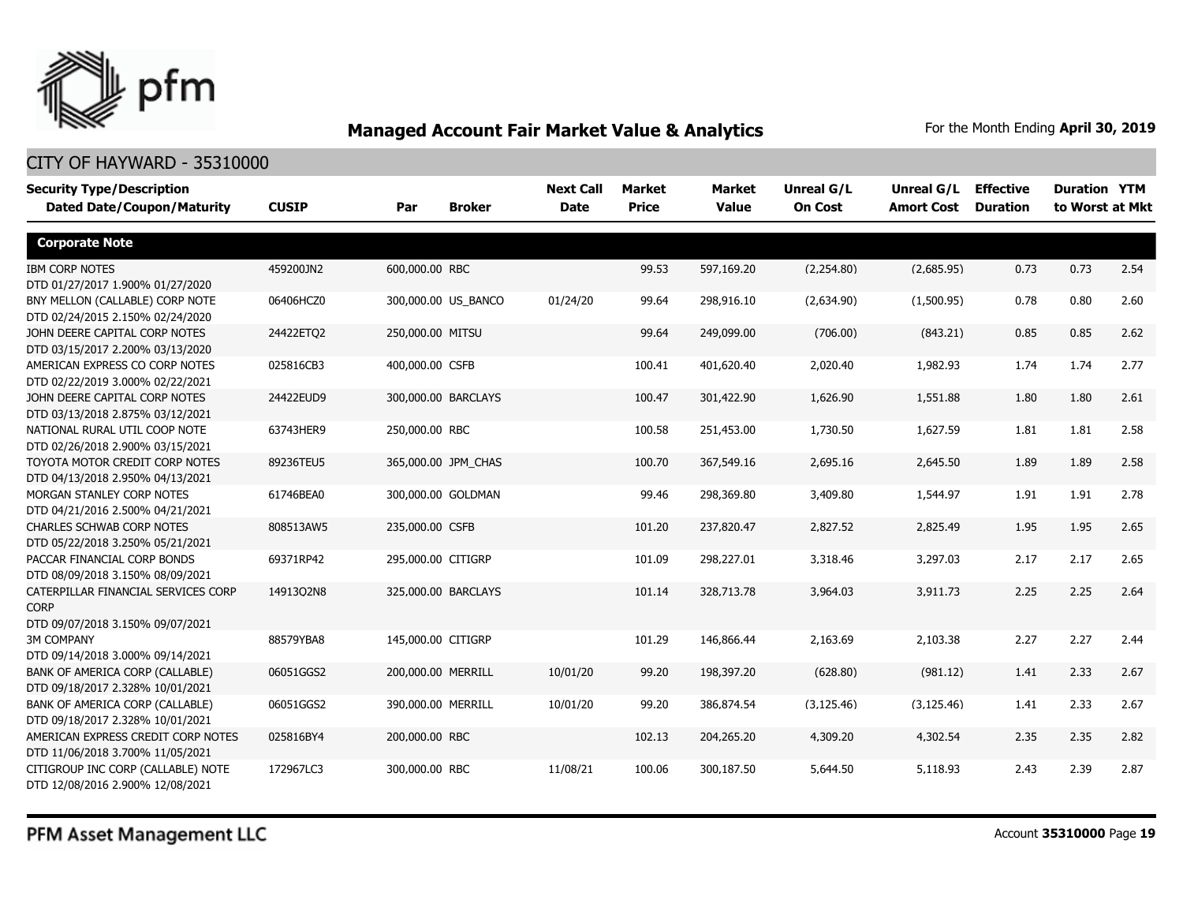# Managed Account Fair Market Value & Analytics

For the Month Ending **April 30, 2019**

## CITY OF HAYWARD - 35310000

| Security Type/Description Dated Date/Coupon/Maturity | CUSIP | Par | Broker | Next Call Date | Market Price | Market Value | Unreal G/L On Cost | Unreal G/L Amort Cost | Effective Duration | Duration to Worst | YTM at Mkt |
|---|---|---|---|---|---|---|---|---|---|---|---|
| **Corporate Note** | | | | | | | | | | | |
| IBM CORP NOTES DTD 01/27/2017 1.900% 01/27/2020 | 459200JN2 | 600,000.00 | RBC | | 99.53 | 597,169.20 | (2,254.80) | (2,685.95) | 0.73 | 0.73 | 2.54 |
| BNY MELLON (CALLABLE) CORP NOTE DTD 02/24/2015 2.150% 02/24/2020 | 06406HCZ0 | 300,000.00 | US_BANCO | 01/24/20 | 99.64 | 298,916.10 | (2,634.90) | (1,500.95) | 0.78 | 0.80 | 2.60 |
| JOHN DEERE CAPITAL CORP NOTES DTD 03/15/2017 2.200% 03/13/2020 | 24422ETQ2 | 250,000.00 | MITSU | | 99.64 | 249,099.00 | (706.00) | (843.21) | 0.85 | 0.85 | 2.62 |
| AMERICAN EXPRESS CO CORP NOTES DTD 02/22/2019 3.000% 02/22/2021 | 025816CB3 | 400,000.00 | CSFB | | 100.41 | 401,620.40 | 2,020.40 | 1,982.93 | 1.74 | 1.74 | 2.77 |
| JOHN DEERE CAPITAL CORP NOTES DTD 03/13/2018 2.875% 03/12/2021 | 24422EUD9 | 300,000.00 | BARCLAYS | | 100.47 | 301,422.90 | 1,626.90 | 1,551.88 | 1.80 | 1.80 | 2.61 |
| NATIONAL RURAL UTIL COOP NOTE DTD 02/26/2018 2.900% 03/15/2021 | 63743HER9 | 250,000.00 | RBC | | 100.58 | 251,453.00 | 1,730.50 | 1,627.59 | 1.81 | 1.81 | 2.58 |
| TOYOTA MOTOR CREDIT CORP NOTES DTD 04/13/2018 2.950% 04/13/2021 | 89236TEU5 | 365,000.00 | JPM_CHAS | | 100.70 | 367,549.16 | 2,695.16 | 2,645.50 | 1.89 | 1.89 | 2.58 |
| MORGAN STANLEY CORP NOTES DTD 04/21/2016 2.500% 04/21/2021 | 61746BEA0 | 300,000.00 | GOLDMAN | | 99.46 | 298,369.80 | 3,409.80 | 1,544.97 | 1.91 | 1.91 | 2.78 |
| CHARLES SCHWAB CORP NOTES DTD 05/22/2018 3.250% 05/21/2021 | 808513AW5 | 235,000.00 | CSFB | | 101.20 | 237,820.47 | 2,827.52 | 2,825.49 | 1.95 | 1.95 | 2.65 |
| PACCAR FINANCIAL CORP BONDS DTD 08/09/2018 3.150% 08/09/2021 | 69371RP42 | 295,000.00 | CITIGRP | | 101.09 | 298,227.01 | 3,318.46 | 3,297.03 | 2.17 | 2.17 | 2.65 |
| CATERPILLAR FINANCIAL SERVICES CORP CORP DTD 09/07/2018 3.150% 09/07/2021 | 14913Q2N8 | 325,000.00 | BARCLAYS | | 101.14 | 328,713.78 | 3,964.03 | 3,911.73 | 2.25 | 2.25 | 2.64 |
| 3M COMPANY DTD 09/14/2018 3.000% 09/14/2021 | 88579YBA8 | 145,000.00 | CITIGRP | | 101.29 | 146,866.44 | 2,163.69 | 2,103.38 | 2.27 | 2.27 | 2.44 |
| BANK OF AMERICA CORP (CALLABLE) DTD 09/18/2017 2.328% 10/01/2021 | 06051GGS2 | 200,000.00 | MERRILL | 10/01/20 | 99.20 | 198,397.20 | (628.80) | (981.12) | 1.41 | 2.33 | 2.67 |
| BANK OF AMERICA CORP (CALLABLE) DTD 09/18/2017 2.328% 10/01/2021 | 06051GGS2 | 390,000.00 | MERRILL | 10/01/20 | 99.20 | 386,874.54 | (3,125.46) | (3,125.46) | 1.41 | 2.33 | 2.67 |
| AMERICAN EXPRESS CREDIT CORP NOTES DTD 11/06/2018 3.700% 11/05/2021 | 025816BY4 | 200,000.00 | RBC | | 102.13 | 204,265.20 | 4,309.20 | 4,302.54 | 2.35 | 2.35 | 2.82 |
| CITIGROUP INC CORP (CALLABLE) NOTE DTD 12/08/2016 2.900% 12/08/2021 | 172967LC3 | 300,000.00 | RBC | 11/08/21 | 100.06 | 300,187.50 | 5,644.50 | 5,118.93 | 2.43 | 2.39 | 2.87 |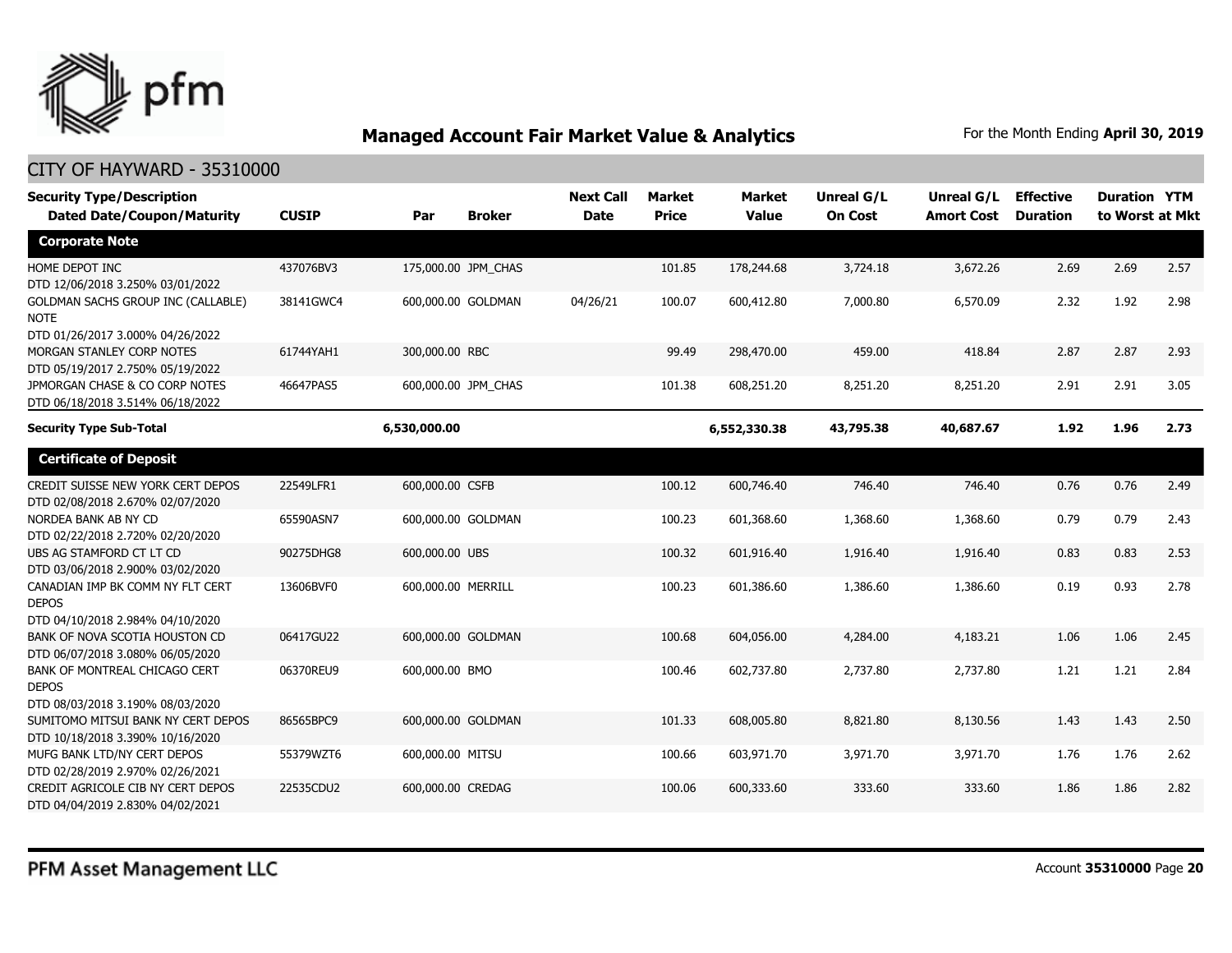## Managed Account Fair Market Value & Analytics

For the Month Ending **April 30, 2019**

CITY OF HAYWARD - 35310000

| Security Type/Description Dated Date/Coupon/Maturity | CUSIP | Par | Broker | Next Call Date | Market Price | Market Value | Unreal G/L On Cost | Unreal G/L Amort Cost | Effective Duration | Duration to Worst | YTM at Mkt |
|---|---|---|---|---|---|---|---|---|---|---|---|
| **Corporate Note** | | | | | | | | | | | |
| HOME DEPOT INC DTD 12/06/2018 3.250% 03/01/2022 | 437076BV3 | 175,000.00 | JPM_CHAS | | 101.85 | 178,244.68 | 3,724.18 | 3,672.26 | 2.69 | 2.69 | 2.57 |
| GOLDMAN SACHS GROUP INC (CALLABLE) NOTE DTD 01/26/2017 3.000% 04/26/2022 | 38141GWC4 | 600,000.00 | GOLDMAN | 04/26/21 | 100.07 | 600,412.80 | 7,000.80 | 6,570.09 | 2.32 | 1.92 | 2.98 |
| MORGAN STANLEY CORP NOTES DTD 05/19/2017 2.750% 05/19/2022 | 61744YAH1 | 300,000.00 | RBC | | 99.49 | 298,470.00 | 459.00 | 418.84 | 2.87 | 2.87 | 2.93 |
| JPMORGAN CHASE & CO CORP NOTES DTD 06/18/2018 3.514% 06/18/2022 | 46647PAS5 | 600,000.00 | JPM_CHAS | | 101.38 | 608,251.20 | 8,251.20 | 8,251.20 | 2.91 | 2.91 | 3.05 |
| **Security Type Sub-Total** | | **6,530,000.00** | | | | **6,552,330.38** | **43,795.38** | **40,687.67** | **1.92** | **1.96** | **2.73** |
| **Certificate of Deposit** | | | | | | | | | | | |
| CREDIT SUISSE NEW YORK CERT DEPOS DTD 02/08/2018 2.670% 02/07/2020 | 22549LFR1 | 600,000.00 | CSFB | | 100.12 | 600,746.40 | 746.40 | 746.40 | 0.76 | 0.76 | 2.49 |
| NORDEA BANK AB NY CD DTD 02/22/2018 2.720% 02/20/2020 | 65590ASN7 | 600,000.00 | GOLDMAN | | 100.23 | 601,368.60 | 1,368.60 | 1,368.60 | 0.79 | 0.79 | 2.43 |
| UBS AG STAMFORD CT LT CD DTD 03/06/2018 2.900% 03/02/2020 | 90275DHG8 | 600,000.00 | UBS | | 100.32 | 601,916.40 | 1,916.40 | 1,916.40 | 0.83 | 0.83 | 2.53 |
| CANADIAN IMP BK COMM NY FLT CERT DEPOS DTD 04/10/2018 2.984% 04/10/2020 | 13606BVF0 | 600,000.00 | MERRILL | | 100.23 | 601,386.60 | 1,386.60 | 1,386.60 | 0.19 | 0.93 | 2.78 |
| BANK OF NOVA SCOTIA HOUSTON CD DTD 06/07/2018 3.080% 06/05/2020 | 06417GU22 | 600,000.00 | GOLDMAN | | 100.68 | 604,056.00 | 4,284.00 | 4,183.21 | 1.06 | 1.06 | 2.45 |
| BANK OF MONTREAL CHICAGO CERT DEPOS DTD 08/03/2018 3.190% 08/03/2020 | 06370REU9 | 600,000.00 | BMO | | 100.46 | 602,737.80 | 2,737.80 | 2,737.80 | 1.21 | 1.21 | 2.84 |
| SUMITOMO MITSUI BANK NY CERT DEPOS DTD 10/18/2018 3.390% 10/16/2020 | 86565BPC9 | 600,000.00 | GOLDMAN | | 101.33 | 608,005.80 | 8,821.80 | 8,130.56 | 1.43 | 1.43 | 2.50 |
| MUFG BANK LTD/NY CERT DEPOS DTD 02/28/2019 2.970% 02/26/2021 | 55379WZT6 | 600,000.00 | MITSU | | 100.66 | 603,971.70 | 3,971.70 | 3,971.70 | 1.76 | 1.76 | 2.62 |
| CREDIT AGRICOLE CIB NY CERT DEPOS DTD 04/04/2019 2.830% 04/02/2021 | 22535CDU2 | 600,000.00 | CREDAG | | 100.06 | 600,333.60 | 333.60 | 333.60 | 1.86 | 1.86 | 2.82 |

PFM Asset Management LLC

Account **35310000** Page **20**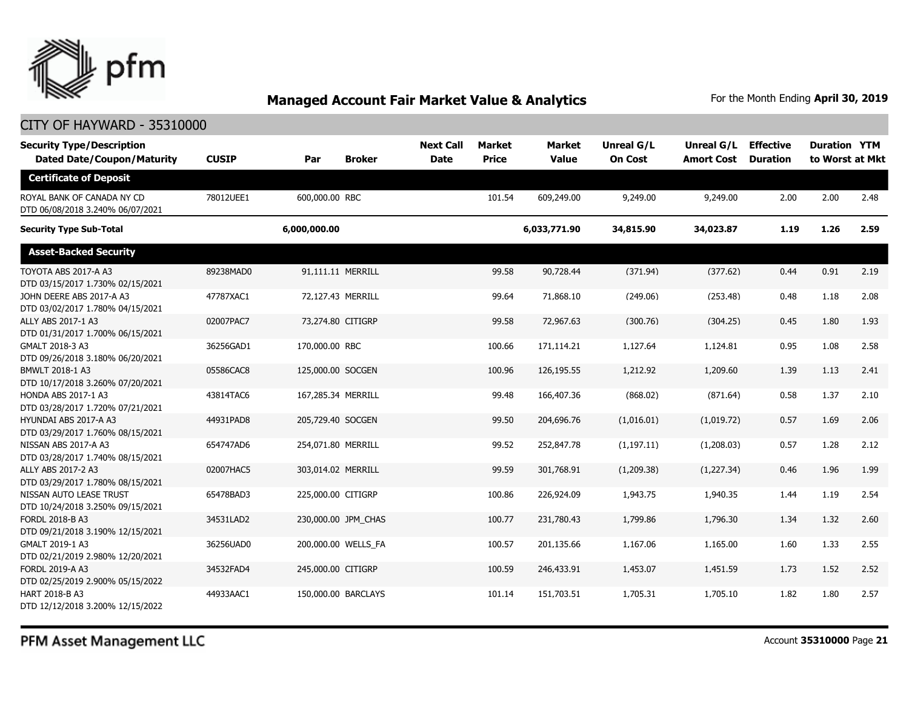## Managed Account Fair Market Value & Analytics

For the Month Ending **April 30, 2019**

CITY OF HAYWARD - 35310000

| Security Type/Description Dated Date/Coupon/Maturity | CUSIP | Par | Broker | Next Call Date | Market Price | Market Value | Unreal G/L On Cost | Unreal G/L Amort Cost | Effective Duration | Duration to Worst | YTM at Mkt |
|---|---|---|---|---|---|---|---|---|---|---|---|
| **Certificate of Deposit** | | | | | | | | | | | |
| ROYAL BANK OF CANADA NY CD DTD 06/08/2018 3.240% 06/07/2021 | 78012UEE1 | 600,000.00 | RBC | | 101.54 | 609,249.00 | 9,249.00 | 9,249.00 | 2.00 | 2.00 | 2.48 |
| **Security Type Sub-Total** | | **6,000,000.00** | | | | **6,033,771.90** | **34,815.90** | **34,023.87** | **1.19** | **1.26** | **2.59** |
| **Asset-Backed Security** | | | | | | | | | | | |
| TOYOTA ABS 2017-A A3 DTD 03/15/2017 1.730% 02/15/2021 | 89238MAD0 | 91,111.11 | MERRILL | | 99.58 | 90,728.44 | (371.94) | (377.62) | 0.44 | 0.91 | 2.19 |
| JOHN DEERE ABS 2017-A A3 DTD 03/02/2017 1.780% 04/15/2021 | 47787XAC1 | 72,127.43 | MERRILL | | 99.64 | 71,868.10 | (249.06) | (253.48) | 0.48 | 1.18 | 2.08 |
| ALLY ABS 2017-1 A3 DTD 01/31/2017 1.700% 06/15/2021 | 02007PAC7 | 73,274.80 | CITIGRP | | 99.58 | 72,967.63 | (300.76) | (304.25) | 0.45 | 1.80 | 1.93 |
| GMALT 2018-3 A3 DTD 09/26/2018 3.180% 06/20/2021 | 36256GAD1 | 170,000.00 | RBC | | 100.66 | 171,114.21 | 1,127.64 | 1,124.81 | 0.95 | 1.08 | 2.58 |
| BMWLT 2018-1 A3 DTD 10/17/2018 3.260% 07/20/2021 | 05586CAC8 | 125,000.00 | SOCGEN | | 100.96 | 126,195.55 | 1,212.92 | 1,209.60 | 1.39 | 1.13 | 2.41 |
| HONDA ABS 2017-1 A3 DTD 03/28/2017 1.720% 07/21/2021 | 43814TAC6 | 167,285.34 | MERRILL | | 99.48 | 166,407.36 | (868.02) | (871.64) | 0.58 | 1.37 | 2.10 |
| HYUNDAI ABS 2017-A A3 DTD 03/29/2017 1.760% 08/15/2021 | 44931PAD8 | 205,729.40 | SOCGEN | | 99.50 | 204,696.76 | (1,016.01) | (1,019.72) | 0.57 | 1.69 | 2.06 |
| NISSAN ABS 2017-A A3 DTD 03/28/2017 1.740% 08/15/2021 | 654747AD6 | 254,071.80 | MERRILL | | 99.52 | 252,847.78 | (1,197.11) | (1,208.03) | 0.57 | 1.28 | 2.12 |
| ALLY ABS 2017-2 A3 DTD 03/29/2017 1.780% 08/15/2021 | 02007HAC5 | 303,014.02 | MERRILL | | 99.59 | 301,768.91 | (1,209.38) | (1,227.34) | 0.46 | 1.96 | 1.99 |
| NISSAN AUTO LEASE TRUST DTD 10/24/2018 3.250% 09/15/2021 | 65478BAD3 | 225,000.00 | CITIGRP | | 100.86 | 226,924.09 | 1,943.75 | 1,940.35 | 1.44 | 1.19 | 2.54 |
| FORDL 2018-B A3 DTD 09/21/2018 3.190% 12/15/2021 | 34531LAD2 | 230,000.00 | JPM_CHAS | | 100.77 | 231,780.43 | 1,799.86 | 1,796.30 | 1.34 | 1.32 | 2.60 |
| GMALT 2019-1 A3 DTD 02/21/2019 2.980% 12/20/2021 | 36256UAD0 | 200,000.00 | WELLS_FA | | 100.57 | 201,135.66 | 1,167.06 | 1,165.00 | 1.60 | 1.33 | 2.55 |
| FORDL 2019-A A3 DTD 02/25/2019 2.900% 05/15/2022 | 34532FAD4 | 245,000.00 | CITIGRP | | 100.59 | 246,433.91 | 1,453.07 | 1,451.59 | 1.73 | 1.52 | 2.52 |
| HART 2018-B A3 DTD 12/12/2018 3.200% 12/15/2022 | 44933AAC1 | 150,000.00 | BARCLAYS | | 101.14 | 151,703.51 | 1,705.31 | 1,705.10 | 1.82 | 1.80 | 2.57 |

PFM Asset Management LLC

Account **35310000**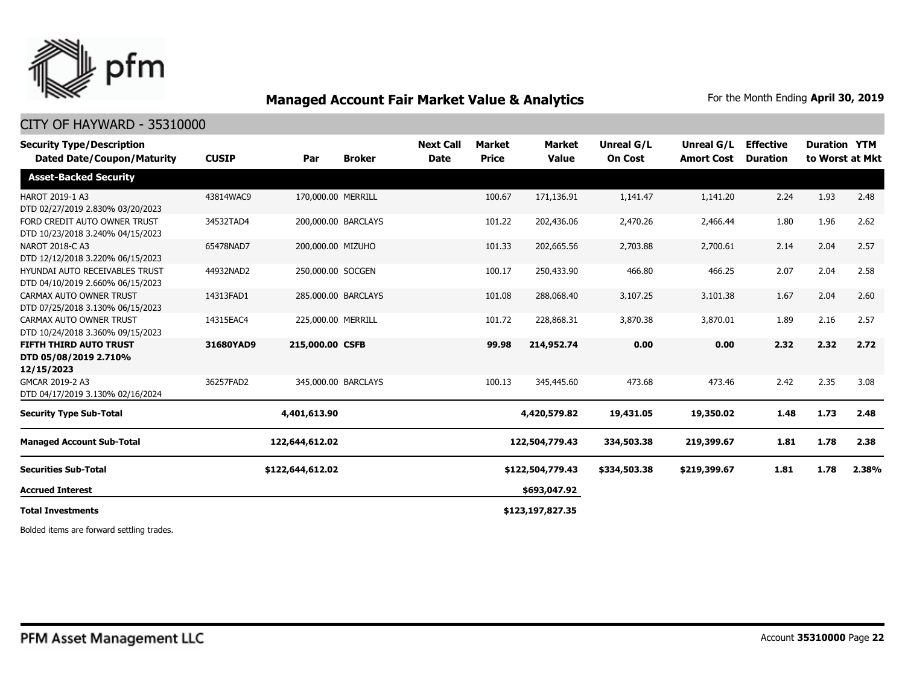## Managed Account Fair Market Value & Analytics

For the Month Ending **April 30, 2019**

### CITY OF HAYWARD - 35310000

| Security Type/Description<br>Dated Date/Coupon/Maturity | CUSIP | Par | Broker | Next Call Date | Market Price | Market Value | Unreal G/L On Cost | Unreal G/L Amort Cost | Effective Duration | Duration to Worst | YTM at Mkt |
|---|---|---|---|---|---|---|---|---|---|---|---|
| **Asset-Backed Security** | | | | | | | | | | | |
| HAROT 2019-1 A3<br>DTD 02/27/2019 2.830% 03/20/2023 | 43814WAC9 | 170,000.00 | MERRILL | | 100.67 | 171,136.91 | 1,141.47 | 1,141.20 | 2.24 | 1.93 | 2.48 |
| FORD CREDIT AUTO OWNER TRUST<br>DTD 10/23/2018 3.240% 04/15/2023 | 34532TAD4 | 200,000.00 | BARCLAYS | | 101.22 | 202,436.06 | 2,470.26 | 2,466.44 | 1.80 | 1.96 | 2.62 |
| NAROT 2018-C A3<br>DTD 12/12/2018 3.220% 06/15/2023 | 65478NAD7 | 200,000.00 | MIZUHO | | 101.33 | 202,665.56 | 2,703.88 | 2,700.61 | 2.14 | 2.04 | 2.57 |
| HYUNDAI AUTO RECEIVABLES TRUST<br>DTD 04/10/2019 2.660% 06/15/2023 | 44932NAD2 | 250,000.00 | SOCGEN | | 100.17 | 250,433.90 | 466.80 | 466.25 | 2.07 | 2.04 | 2.58 |
| CARMAX AUTO OWNER TRUST<br>DTD 07/25/2018 3.130% 06/15/2023 | 14313FAD1 | 285,000.00 | BARCLAYS | | 101.08 | 288,068.40 | 3,107.25 | 3,101.38 | 1.67 | 2.04 | 2.60 |
| CARMAX AUTO OWNER TRUST<br>DTD 10/24/2018 3.360% 09/15/2023 | 14315EAC4 | 225,000.00 | MERRILL | | 101.72 | 228,868.31 | 3,870.38 | 3,870.01 | 1.89 | 2.16 | 2.57 |
| **FIFTH THIRD AUTO TRUST<br>DTD 05/08/2019 2.710% 12/15/2023** | **31680YAD9** | **215,000.00** | **CSFB** | | **99.98** | **214,952.74** | **0.00** | **0.00** | **2.32** | **2.32** | **2.72** |
| GMCAR 2019-2 A3<br>DTD 04/17/2019 3.130% 02/16/2024 | 36257FAD2 | 345,000.00 | BARCLAYS | | 100.13 | 345,445.60 | 473.68 | 473.46 | 2.42 | 2.35 | 3.08 |
| **Security Type Sub-Total** | | **4,401,613.90** | | | | **4,420,579.82** | **19,431.05** | **19,350.02** | **1.48** | **1.73** | **2.48** |
| **Managed Account Sub-Total** | | **122,644,612.02** | | | | **122,504,779.43** | **334,503.38** | **219,399.67** | **1.81** | **1.78** | **2.38** |
| **Securities Sub-Total** | | **$122,644,612.02** | | | | **$122,504,779.43** | **$334,503.38** | **$219,399.67** | **1.81** | **1.78** | **2.38%** |
| **Accrued Interest** | | | | | | **$693,047.92** | | | | | |
| **Total Investments** | | | | | | **$123,197,827.35** | | | | | |

Bolded items are forward settling trades.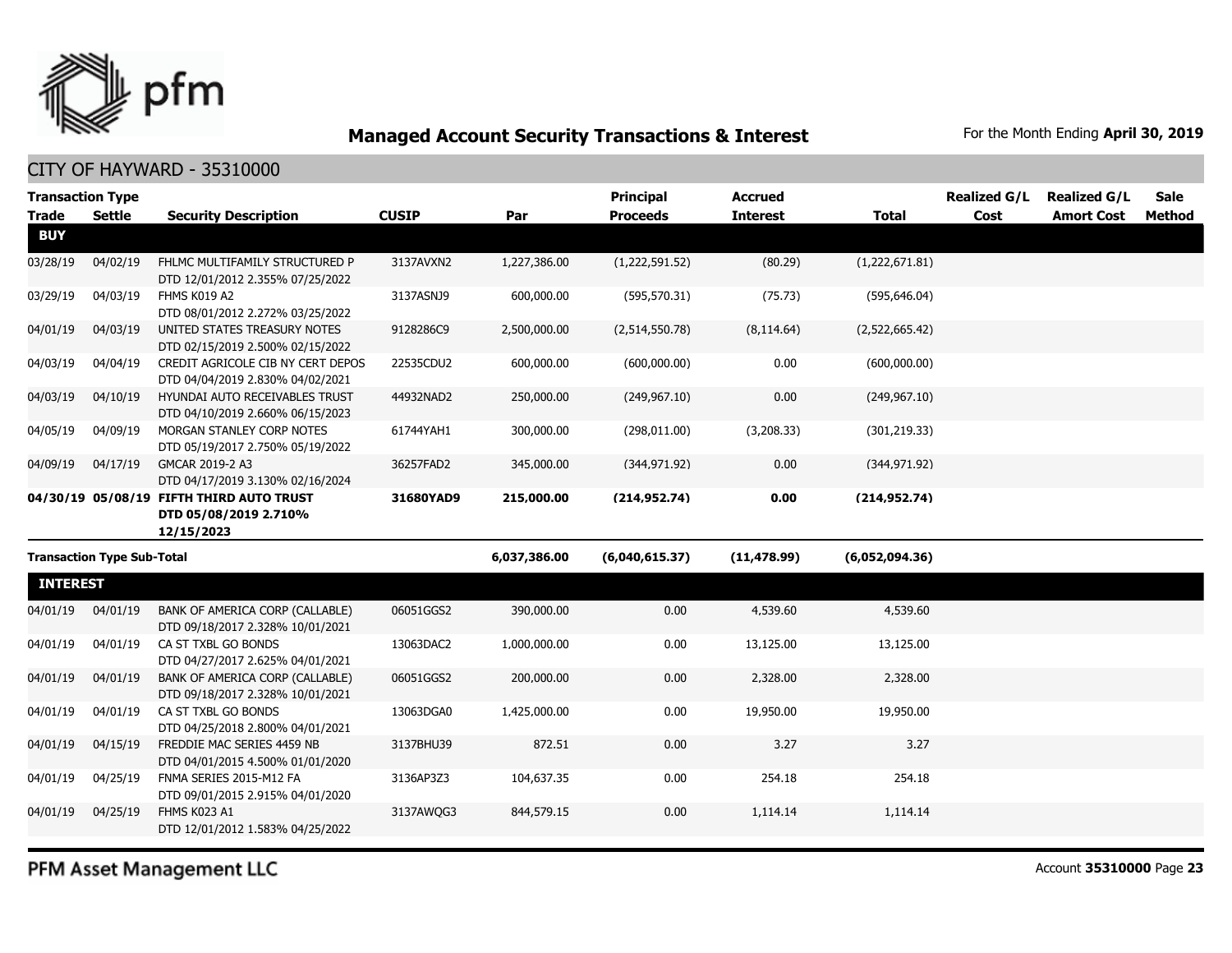## Managed Account Security Transactions & Interest

For the Month Ending **April 30, 2019**

CITY OF HAYWARD - 35310000

| Transaction Type Trade | Settle | Security Description | CUSIP | Par | Principal Proceeds | Accrued Interest | Total | Realized G/L Cost | Realized G/L Amort Cost | Sale Method |
|---|---|---|---|---|---|---|---|---|---|---|
| **BUY** | | | | | | | | | | |
| 03/28/19 | 04/02/19 | FHLMC MULTIFAMILY STRUCTURED P DTD 12/01/2012 2.355% 07/25/2022 | 3137AVXN2 | 1,227,386.00 | (1,222,591.52) | (80.29) | (1,222,671.81) | | | |
| 03/29/19 | 04/03/19 | FHMS K019 A2 DTD 08/01/2012 2.272% 03/25/2022 | 3137ASNJ9 | 600,000.00 | (595,570.31) | (75.73) | (595,646.04) | | | |
| 04/01/19 | 04/03/19 | UNITED STATES TREASURY NOTES DTD 02/15/2019 2.500% 02/15/2022 | 9128286C9 | 2,500,000.00 | (2,514,550.78) | (8,114.64) | (2,522,665.42) | | | |
| 04/03/19 | 04/04/19 | CREDIT AGRICOLE CIB NY CERT DEPOS DTD 04/04/2019 2.830% 04/02/2021 | 22535CDU2 | 600,000.00 | (600,000.00) | 0.00 | (600,000.00) | | | |
| 04/03/19 | 04/10/19 | HYUNDAI AUTO RECEIVABLES TRUST DTD 04/10/2019 2.660% 06/15/2023 | 44932NAD2 | 250,000.00 | (249,967.10) | 0.00 | (249,967.10) | | | |
| 04/05/19 | 04/09/19 | MORGAN STANLEY CORP NOTES DTD 05/19/2017 2.750% 05/19/2022 | 61744YAH1 | 300,000.00 | (298,011.00) | (3,208.33) | (301,219.33) | | | |
| 04/09/19 | 04/17/19 | GMCAR 2019-2 A3 DTD 04/17/2019 3.130% 02/16/2024 | 36257FAD2 | 345,000.00 | (344,971.92) | 0.00 | (344,971.92) | | | |
| **04/30/19** | **05/08/19** | **FIFTH THIRD AUTO TRUST DTD 05/08/2019 2.710% 12/15/2023** | **31680YAD9** | **215,000.00** | **(214,952.74)** | **0.00** | **(214,952.74)** | | | |
| **Transaction Type Sub-Total** | | | | **6,037,386.00** | **(6,040,615.37)** | **(11,478.99)** | **(6,052,094.36)** | | | |
| **INTEREST** | | | | | | | | | | |
| 04/01/19 | 04/01/19 | BANK OF AMERICA CORP (CALLABLE) DTD 09/18/2017 2.328% 10/01/2021 | 06051GGS2 | 390,000.00 | 0.00 | 4,539.60 | 4,539.60 | | | |
| 04/01/19 | 04/01/19 | CA ST TXBL GO BONDS DTD 04/27/2017 2.625% 04/01/2021 | 13063DAC2 | 1,000,000.00 | 0.00 | 13,125.00 | 13,125.00 | | | |
| 04/01/19 | 04/01/19 | BANK OF AMERICA CORP (CALLABLE) DTD 09/18/2017 2.328% 10/01/2021 | 06051GGS2 | 200,000.00 | 0.00 | 2,328.00 | 2,328.00 | | | |
| 04/01/19 | 04/01/19 | CA ST TXBL GO BONDS DTD 04/25/2018 2.800% 04/01/2021 | 13063DGA0 | 1,425,000.00 | 0.00 | 19,950.00 | 19,950.00 | | | |
| 04/01/19 | 04/15/19 | FREDDIE MAC SERIES 4459 NB DTD 04/01/2015 4.500% 01/01/2020 | 3137BHU39 | 872.51 | 0.00 | 3.27 | 3.27 | | | |
| 04/01/19 | 04/25/19 | FNMA SERIES 2015-M12 FA DTD 09/01/2015 2.915% 04/01/2020 | 3136AP3Z3 | 104,637.35 | 0.00 | 254.18 | 254.18 | | | |
| 04/01/19 | 04/25/19 | FHMS K023 A1 DTD 12/01/2012 1.583% 04/25/2022 | 3137AWQG3 | 844,579.15 | 0.00 | 1,114.14 | 1,114.14 | | | |

PFM Asset Management LLC

Account **35310000** Page **23**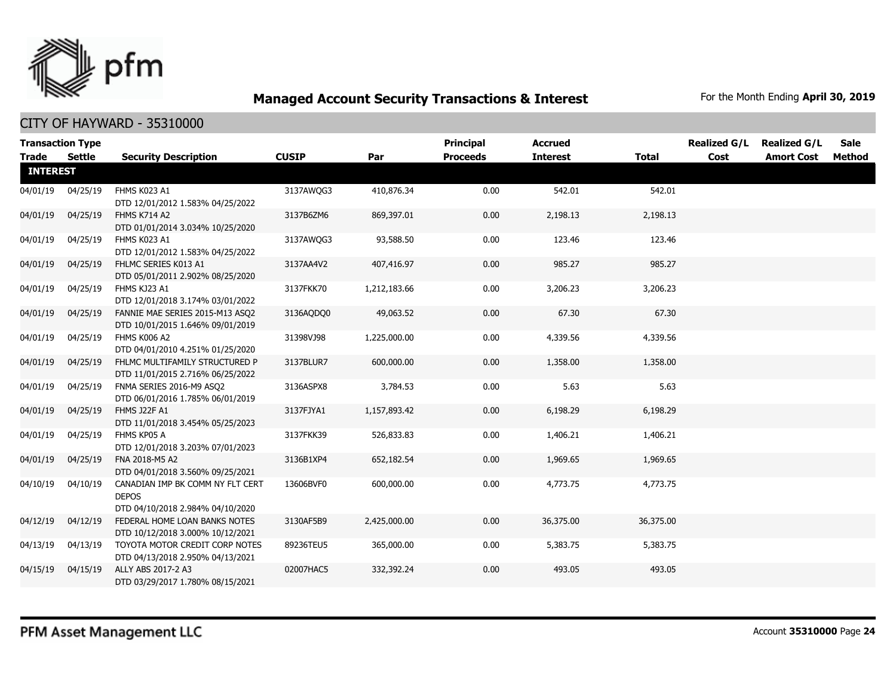## Managed Account Security Transactions & Interest

For the Month Ending **April 30, 2019**

### CITY OF HAYWARD - 35310000

| Transaction Type Trade | Settle | Security Description | CUSIP | Par | Principal Proceeds | Accrued Interest | Total | Realized G/L Cost | Realized G/L Amort Cost | Sale Method |
|---|---|---|---|---|---|---|---|---|---|---|
| **INTEREST** | | | | | | | | | | |
| 04/01/19 | 04/25/19 | FHMS K023 A1 DTD 12/01/2012 1.583% 04/25/2022 | 3137AWQG3 | 410,876.34 | 0.00 | 542.01 | 542.01 | | | |
| 04/01/19 | 04/25/19 | FHMS K714 A2 DTD 01/01/2014 3.034% 10/25/2020 | 3137B6ZM6 | 869,397.01 | 0.00 | 2,198.13 | 2,198.13 | | | |
| 04/01/19 | 04/25/19 | FHMS K023 A1 DTD 12/01/2012 1.583% 04/25/2022 | 3137AWQG3 | 93,588.50 | 0.00 | 123.46 | 123.46 | | | |
| 04/01/19 | 04/25/19 | FHLMC SERIES K013 A1 DTD 05/01/2011 2.902% 08/25/2020 | 3137AA4V2 | 407,416.97 | 0.00 | 985.27 | 985.27 | | | |
| 04/01/19 | 04/25/19 | FHMS KJ23 A1 DTD 12/01/2018 3.174% 03/01/2022 | 3137FKK70 | 1,212,183.66 | 0.00 | 3,206.23 | 3,206.23 | | | |
| 04/01/19 | 04/25/19 | FANNIE MAE SERIES 2015-M13 ASQ2 DTD 10/01/2015 1.646% 09/01/2019 | 3136AQDQ0 | 49,063.52 | 0.00 | 67.30 | 67.30 | | | |
| 04/01/19 | 04/25/19 | FHMS K006 A2 DTD 04/01/2010 4.251% 01/25/2020 | 31398VJ98 | 1,225,000.00 | 0.00 | 4,339.56 | 4,339.56 | | | |
| 04/01/19 | 04/25/19 | FHLMC MULTIFAMILY STRUCTURED P DTD 11/01/2015 2.716% 06/25/2022 | 3137BLUR7 | 600,000.00 | 0.00 | 1,358.00 | 1,358.00 | | | |
| 04/01/19 | 04/25/19 | FNMA SERIES 2016-M9 ASQ2 DTD 06/01/2016 1.785% 06/01/2019 | 3136ASPX8 | 3,784.53 | 0.00 | 5.63 | 5.63 | | | |
| 04/01/19 | 04/25/19 | FHMS J22F A1 DTD 11/01/2018 3.454% 05/25/2023 | 3137FJYA1 | 1,157,893.42 | 0.00 | 6,198.29 | 6,198.29 | | | |
| 04/01/19 | 04/25/19 | FHMS KP05 A DTD 12/01/2018 3.203% 07/01/2023 | 3137FKK39 | 526,833.83 | 0.00 | 1,406.21 | 1,406.21 | | | |
| 04/01/19 | 04/25/19 | FNA 2018-M5 A2 DTD 04/01/2018 3.560% 09/25/2021 | 3136B1XP4 | 652,182.54 | 0.00 | 1,969.65 | 1,969.65 | | | |
| 04/10/19 | 04/10/19 | CANADIAN IMP BK COMM NY FLT CERT DEPOS DTD 04/10/2018 2.984% 04/10/2020 | 13606BVF0 | 600,000.00 | 0.00 | 4,773.75 | 4,773.75 | | | |
| 04/12/19 | 04/12/19 | FEDERAL HOME LOAN BANKS NOTES DTD 10/12/2018 3.000% 10/12/2021 | 3130AF5B9 | 2,425,000.00 | 0.00 | 36,375.00 | 36,375.00 | | | |
| 04/13/19 | 04/13/19 | TOYOTA MOTOR CREDIT CORP NOTES DTD 04/13/2018 2.950% 04/13/2021 | 89236TEU5 | 365,000.00 | 0.00 | 5,383.75 | 5,383.75 | | | |
| 04/15/19 | 04/15/19 | ALLY ABS 2017-2 A3 DTD 03/29/2017 1.780% 08/15/2021 | 02007HAC5 | 332,392.24 | 0.00 | 493.05 | 493.05 | | | |

PFM Asset Management LLC

Account **35310000**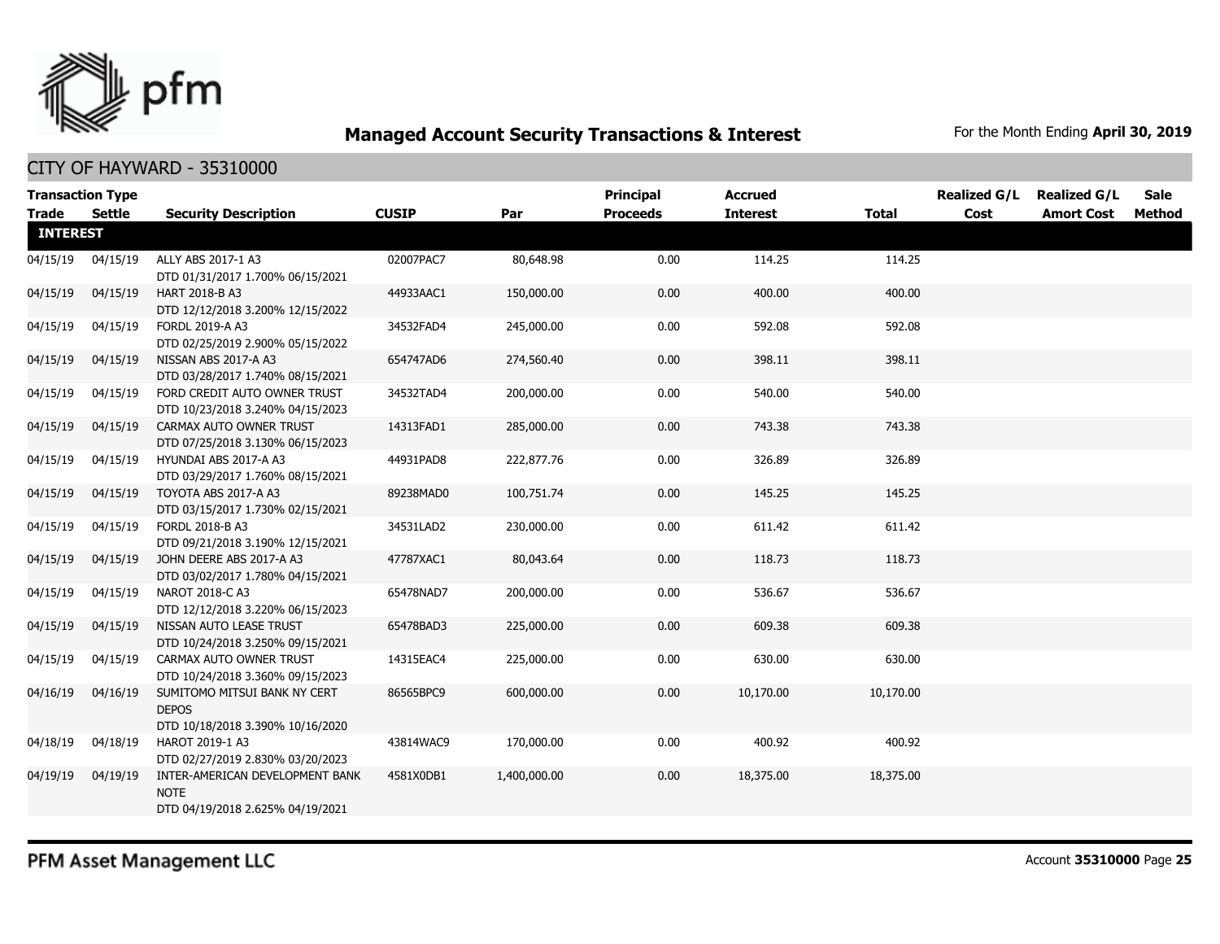## Managed Account Security Transactions & Interest

For the Month Ending **April 30, 2019**

### CITY OF HAYWARD - 35310000

| Transaction Type Trade | Settle | Security Description | CUSIP | Par | Principal Proceeds | Accrued Interest | Total | Realized G/L Cost | Realized G/L Amort Cost | Sale Method |
|---|---|---|---|---|---|---|---|---|---|---|
| **INTEREST** | | | | | | | | | | |
| 04/15/19 | 04/15/19 | ALLY ABS 2017-1 A3 DTD 01/31/2017 1.700% 06/15/2021 | 02007PAC7 | 80,648.98 | 0.00 | 114.25 | 114.25 | | | |
| 04/15/19 | 04/15/19 | HART 2018-B A3 DTD 12/12/2018 3.200% 12/15/2022 | 44933AAC1 | 150,000.00 | 0.00 | 400.00 | 400.00 | | | |
| 04/15/19 | 04/15/19 | FORDL 2019-A A3 DTD 02/25/2019 2.900% 05/15/2022 | 34532FAD4 | 245,000.00 | 0.00 | 592.08 | 592.08 | | | |
| 04/15/19 | 04/15/19 | NISSAN ABS 2017-A A3 DTD 03/28/2017 1.740% 08/15/2021 | 654747AD6 | 274,560.40 | 0.00 | 398.11 | 398.11 | | | |
| 04/15/19 | 04/15/19 | FORD CREDIT AUTO OWNER TRUST DTD 10/23/2018 3.240% 04/15/2023 | 34532TAD4 | 200,000.00 | 0.00 | 540.00 | 540.00 | | | |
| 04/15/19 | 04/15/19 | CARMAX AUTO OWNER TRUST DTD 07/25/2018 3.130% 06/15/2023 | 14313FAD1 | 285,000.00 | 0.00 | 743.38 | 743.38 | | | |
| 04/15/19 | 04/15/19 | HYUNDAI ABS 2017-A A3 DTD 03/29/2017 1.760% 08/15/2021 | 44931PAD8 | 222,877.76 | 0.00 | 326.89 | 326.89 | | | |
| 04/15/19 | 04/15/19 | TOYOTA ABS 2017-A A3 DTD 03/15/2017 1.730% 02/15/2021 | 89238MAD0 | 100,751.74 | 0.00 | 145.25 | 145.25 | | | |
| 04/15/19 | 04/15/19 | FORDL 2018-B A3 DTD 09/21/2018 3.190% 12/15/2021 | 34531LAD2 | 230,000.00 | 0.00 | 611.42 | 611.42 | | | |
| 04/15/19 | 04/15/19 | JOHN DEERE ABS 2017-A A3 DTD 03/02/2017 1.780% 04/15/2021 | 47787XAC1 | 80,043.64 | 0.00 | 118.73 | 118.73 | | | |
| 04/15/19 | 04/15/19 | NAROT 2018-C A3 DTD 12/12/2018 3.220% 06/15/2023 | 65478NAD7 | 200,000.00 | 0.00 | 536.67 | 536.67 | | | |
| 04/15/19 | 04/15/19 | NISSAN AUTO LEASE TRUST DTD 10/24/2018 3.250% 09/15/2021 | 65478BAD3 | 225,000.00 | 0.00 | 609.38 | 609.38 | | | |
| 04/15/19 | 04/15/19 | CARMAX AUTO OWNER TRUST DTD 10/24/2018 3.360% 09/15/2023 | 14315EAC4 | 225,000.00 | 0.00 | 630.00 | 630.00 | | | |
| 04/16/19 | 04/16/19 | SUMITOMO MITSUI BANK NY CERT DEPOS DTD 10/18/2018 3.390% 10/16/2020 | 86565BPC9 | 600,000.00 | 0.00 | 10,170.00 | 10,170.00 | | | |
| 04/18/19 | 04/18/19 | HAROT 2019-1 A3 DTD 02/27/2019 2.830% 03/20/2023 | 43814WAC9 | 170,000.00 | 0.00 | 400.92 | 400.92 | | | |
| 04/19/19 | 04/19/19 | INTER-AMERICAN DEVELOPMENT BANK NOTE DTD 04/19/2018 2.625% 04/19/2021 | 4581X0DB1 | 1,400,000.00 | 0.00 | 18,375.00 | 18,375.00 | | | |

PFM Asset Management LLC

Account **35310000**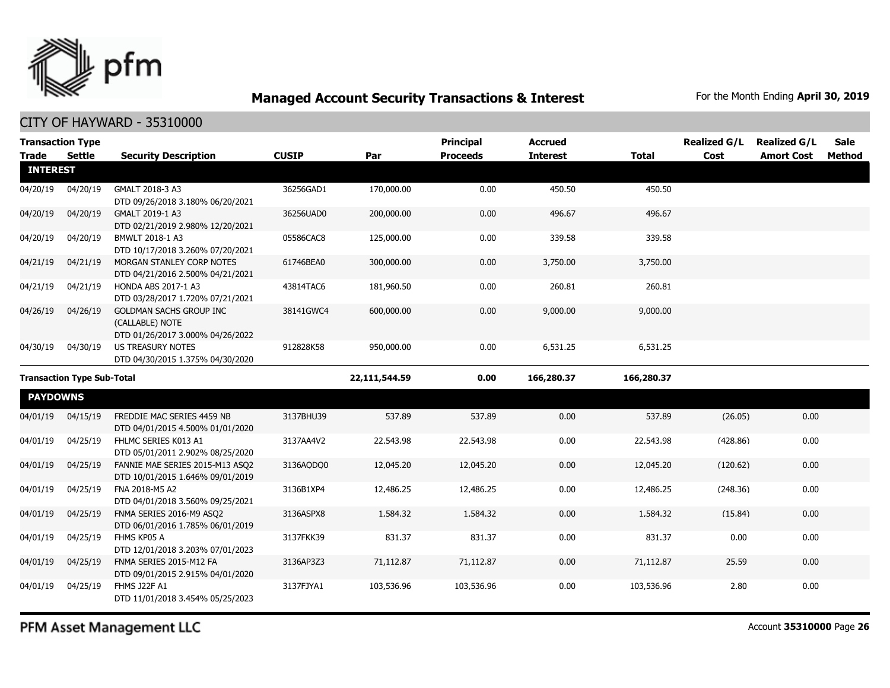# Managed Account Security Transactions & Interest

For the Month Ending **April 30, 2019**

## CITY OF HAYWARD - 35310000

| Transaction Type Trade | Settle | Security Description | CUSIP | Par | Principal Proceeds | Accrued Interest | Total | Realized G/L Cost | Realized G/L Amort Cost | Sale Method |
|---|---|---|---|---|---|---|---|---|---|---|
| **INTEREST** | | | | | | | | | | |
| 04/20/19 | 04/20/19 | GMALT 2018-3 A3 DTD 09/26/2018 3.180% 06/20/2021 | 36256GAD1 | 170,000.00 | 0.00 | 450.50 | 450.50 | | | |
| 04/20/19 | 04/20/19 | GMALT 2019-1 A3 DTD 02/21/2019 2.980% 12/20/2021 | 36256UAD0 | 200,000.00 | 0.00 | 496.67 | 496.67 | | | |
| 04/20/19 | 04/20/19 | BMWLT 2018-1 A3 DTD 10/17/2018 3.260% 07/20/2021 | 05586CAC8 | 125,000.00 | 0.00 | 339.58 | 339.58 | | | |
| 04/21/19 | 04/21/19 | MORGAN STANLEY CORP NOTES DTD 04/21/2016 2.500% 04/21/2021 | 61746BEA0 | 300,000.00 | 0.00 | 3,750.00 | 3,750.00 | | | |
| 04/21/19 | 04/21/19 | HONDA ABS 2017-1 A3 DTD 03/28/2017 1.720% 07/21/2021 | 43814TAC6 | 181,960.50 | 0.00 | 260.81 | 260.81 | | | |
| 04/26/19 | 04/26/19 | GOLDMAN SACHS GROUP INC (CALLABLE) NOTE DTD 01/26/2017 3.000% 04/26/2022 | 38141GWC4 | 600,000.00 | 0.00 | 9,000.00 | 9,000.00 | | | |
| 04/30/19 | 04/30/19 | US TREASURY NOTES DTD 04/30/2015 1.375% 04/30/2020 | 912828K58 | 950,000.00 | 0.00 | 6,531.25 | 6,531.25 | | | |
| **Transaction Type Sub-Total** | | | | **22,111,544.59** | **0.00** | **166,280.37** | **166,280.37** | | | |
| **PAYDOWNS** | | | | | | | | | | |
| 04/01/19 | 04/15/19 | FREDDIE MAC SERIES 4459 NB DTD 04/01/2015 4.500% 01/01/2020 | 3137BHU39 | 537.89 | 537.89 | 0.00 | 537.89 | (26.05) | 0.00 | |
| 04/01/19 | 04/25/19 | FHLMC SERIES K013 A1 DTD 05/01/2011 2.902% 08/25/2020 | 3137AA4V2 | 22,543.98 | 22,543.98 | 0.00 | 22,543.98 | (428.86) | 0.00 | |
| 04/01/19 | 04/25/19 | FANNIE MAE SERIES 2015-M13 ASQ2 DTD 10/01/2015 1.646% 09/01/2019 | 3136AQDQ0 | 12,045.20 | 12,045.20 | 0.00 | 12,045.20 | (120.62) | 0.00 | |
| 04/01/19 | 04/25/19 | FNA 2018-M5 A2 DTD 04/01/2018 3.560% 09/25/2021 | 3136B1XP4 | 12,486.25 | 12,486.25 | 0.00 | 12,486.25 | (248.36) | 0.00 | |
| 04/01/19 | 04/25/19 | FNMA SERIES 2016-M9 ASQ2 DTD 06/01/2016 1.785% 06/01/2019 | 3136ASPX8 | 1,584.32 | 1,584.32 | 0.00 | 1,584.32 | (15.84) | 0.00 | |
| 04/01/19 | 04/25/19 | FHMS KP05 A DTD 12/01/2018 3.203% 07/01/2023 | 3137FKK39 | 831.37 | 831.37 | 0.00 | 831.37 | 0.00 | 0.00 | |
| 04/01/19 | 04/25/19 | FNMA SERIES 2015-M12 FA DTD 09/01/2015 2.915% 04/01/2020 | 3136AP3Z3 | 71,112.87 | 71,112.87 | 0.00 | 71,112.87 | 25.59 | 0.00 | |
| 04/01/19 | 04/25/19 | FHMS J22F A1 DTD 11/01/2018 3.454% 05/25/2023 | 3137FJYA1 | 103,536.96 | 103,536.96 | 0.00 | 103,536.96 | 2.80 | 0.00 | |

PFM Asset Management LLC

Account **35310000**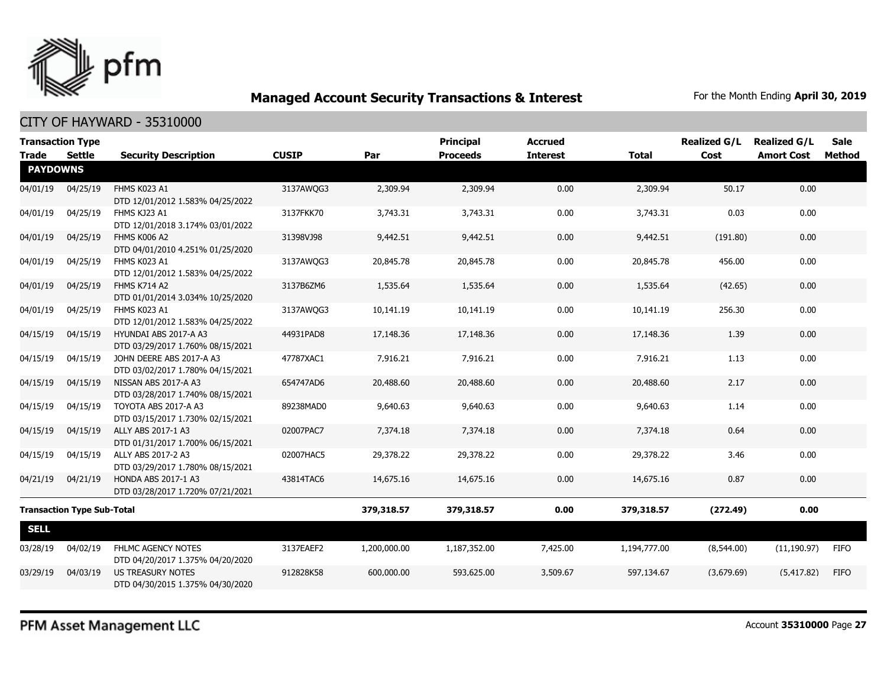## Managed Account Security Transactions & Interest

For the Month Ending **April 30, 2019**

CITY OF HAYWARD - 35310000

| Transaction Type Trade | Settle | Security Description | CUSIP | Par | Principal Proceeds | Accrued Interest | Total | Realized G/L Cost | Realized G/L Amort Cost | Sale Method |
|---|---|---|---|---|---|---|---|---|---|---|
| **PAYDOWNS** | | | | | | | | | | |
| 04/01/19 | 04/25/19 | FHMS K023 A1 DTD 12/01/2012 1.583% 04/25/2022 | 3137AWQG3 | 2,309.94 | 2,309.94 | 0.00 | 2,309.94 | 50.17 | 0.00 | |
| 04/01/19 | 04/25/19 | FHMS KJ23 A1 DTD 12/01/2018 3.174% 03/01/2022 | 3137FKK70 | 3,743.31 | 3,743.31 | 0.00 | 3,743.31 | 0.03 | 0.00 | |
| 04/01/19 | 04/25/19 | FHMS K006 A2 DTD 04/01/2010 4.251% 01/25/2020 | 31398VJ98 | 9,442.51 | 9,442.51 | 0.00 | 9,442.51 | (191.80) | 0.00 | |
| 04/01/19 | 04/25/19 | FHMS K023 A1 DTD 12/01/2012 1.583% 04/25/2022 | 3137AWQG3 | 20,845.78 | 20,845.78 | 0.00 | 20,845.78 | 456.00 | 0.00 | |
| 04/01/19 | 04/25/19 | FHMS K714 A2 DTD 01/01/2014 3.034% 10/25/2020 | 3137B6ZM6 | 1,535.64 | 1,535.64 | 0.00 | 1,535.64 | (42.65) | 0.00 | |
| 04/01/19 | 04/25/19 | FHMS K023 A1 DTD 12/01/2012 1.583% 04/25/2022 | 3137AWQG3 | 10,141.19 | 10,141.19 | 0.00 | 10,141.19 | 256.30 | 0.00 | |
| 04/15/19 | 04/15/19 | HYUNDAI ABS 2017-A A3 DTD 03/29/2017 1.760% 08/15/2021 | 44931PAD8 | 17,148.36 | 17,148.36 | 0.00 | 17,148.36 | 1.39 | 0.00 | |
| 04/15/19 | 04/15/19 | JOHN DEERE ABS 2017-A A3 DTD 03/02/2017 1.780% 04/15/2021 | 47787XAC1 | 7,916.21 | 7,916.21 | 0.00 | 7,916.21 | 1.13 | 0.00 | |
| 04/15/19 | 04/15/19 | NISSAN ABS 2017-A A3 DTD 03/28/2017 1.740% 08/15/2021 | 654747AD6 | 20,488.60 | 20,488.60 | 0.00 | 20,488.60 | 2.17 | 0.00 | |
| 04/15/19 | 04/15/19 | TOYOTA ABS 2017-A A3 DTD 03/15/2017 1.730% 02/15/2021 | 89238MAD0 | 9,640.63 | 9,640.63 | 0.00 | 9,640.63 | 1.14 | 0.00 | |
| 04/15/19 | 04/15/19 | ALLY ABS 2017-1 A3 DTD 01/31/2017 1.700% 06/15/2021 | 02007PAC7 | 7,374.18 | 7,374.18 | 0.00 | 7,374.18 | 0.64 | 0.00 | |
| 04/15/19 | 04/15/19 | ALLY ABS 2017-2 A3 DTD 03/29/2017 1.780% 08/15/2021 | 02007HAC5 | 29,378.22 | 29,378.22 | 0.00 | 29,378.22 | 3.46 | 0.00 | |
| 04/21/19 | 04/21/19 | HONDA ABS 2017-1 A3 DTD 03/28/2017 1.720% 07/21/2021 | 43814TAC6 | 14,675.16 | 14,675.16 | 0.00 | 14,675.16 | 0.87 | 0.00 | |
| **Transaction Type Sub-Total** | | | | **379,318.57** | **379,318.57** | **0.00** | **379,318.57** | **(272.49)** | **0.00** | |
| **SELL** | | | | | | | | | | |
| 03/28/19 | 04/02/19 | FHLMC AGENCY NOTES DTD 04/20/2017 1.375% 04/20/2020 | 3137EAEF2 | 1,200,000.00 | 1,187,352.00 | 7,425.00 | 1,194,777.00 | (8,544.00) | (11,190.97) | FIFO |
| 03/29/19 | 04/03/19 | US TREASURY NOTES DTD 04/30/2015 1.375% 04/30/2020 | 912828K58 | 600,000.00 | 593,625.00 | 3,509.67 | 597,134.67 | (3,679.69) | (5,417.82) | FIFO |

PFM Asset Management LLC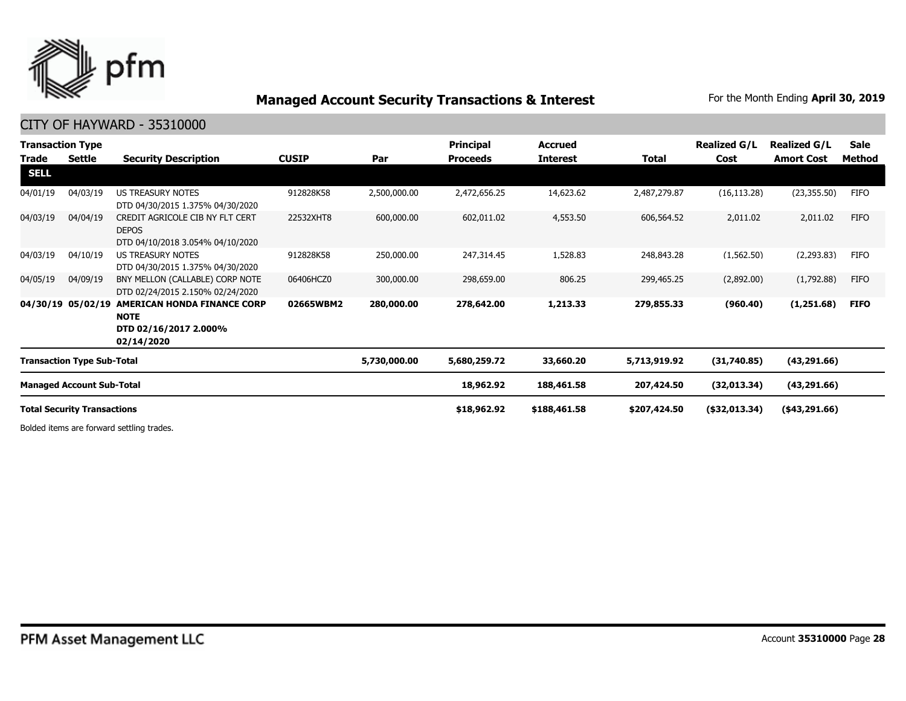## Managed Account Security Transactions & Interest

For the Month Ending **April 30, 2019**

### CITY OF HAYWARD - 35310000

| Transaction Type Trade | Settle | Security Description | CUSIP | Par | Principal Proceeds | Accrued Interest | Total | Realized G/L Cost | Realized G/L Amort Cost | Sale Method |
|---|---|---|---|---|---|---|---|---|---|---|
| **SELL** | | | | | | | | | | |
| 04/01/19 | 04/03/19 | US TREASURY NOTES DTD 04/30/2015 1.375% 04/30/2020 | 912828K58 | 2,500,000.00 | 2,472,656.25 | 14,623.62 | 2,487,279.87 | (16,113.28) | (23,355.50) | FIFO |
| 04/03/19 | 04/04/19 | CREDIT AGRICOLE CIB NY FLT CERT DEPOS DTD 04/10/2018 3.054% 04/10/2020 | 22532XHT8 | 600,000.00 | 602,011.02 | 4,553.50 | 606,564.52 | 2,011.02 | 2,011.02 | FIFO |
| 04/03/19 | 04/10/19 | US TREASURY NOTES DTD 04/30/2015 1.375% 04/30/2020 | 912828K58 | 250,000.00 | 247,314.45 | 1,528.83 | 248,843.28 | (1,562.50) | (2,293.83) | FIFO |
| 04/05/19 | 04/09/19 | BNY MELLON (CALLABLE) CORP NOTE DTD 02/24/2015 2.150% 02/24/2020 | 06406HCZ0 | 300,000.00 | 298,659.00 | 806.25 | 299,465.25 | (2,892.00) | (1,792.88) | FIFO |
| **04/30/19** | **05/02/19** | **AMERICAN HONDA FINANCE CORP NOTE DTD 02/16/2017 2.000% 02/14/2020** | **02665WBM2** | **280,000.00** | **278,642.00** | **1,213.33** | **279,855.33** | **(960.40)** | **(1,251.68)** | **FIFO** |
| **Transaction Type Sub-Total** | | | | **5,730,000.00** | **5,680,259.72** | **33,660.20** | **5,713,919.92** | **(31,740.85)** | **(43,291.66)** | |
| **Managed Account Sub-Total** | | | | | **18,962.92** | **188,461.58** | **207,424.50** | **(32,013.34)** | **(43,291.66)** | |
| **Total Security Transactions** | | | | | **$18,962.92** | **$188,461.58** | **$207,424.50** | **($32,013.34)** | **($43,291.66)** | |

Bolded items are forward settling trades.